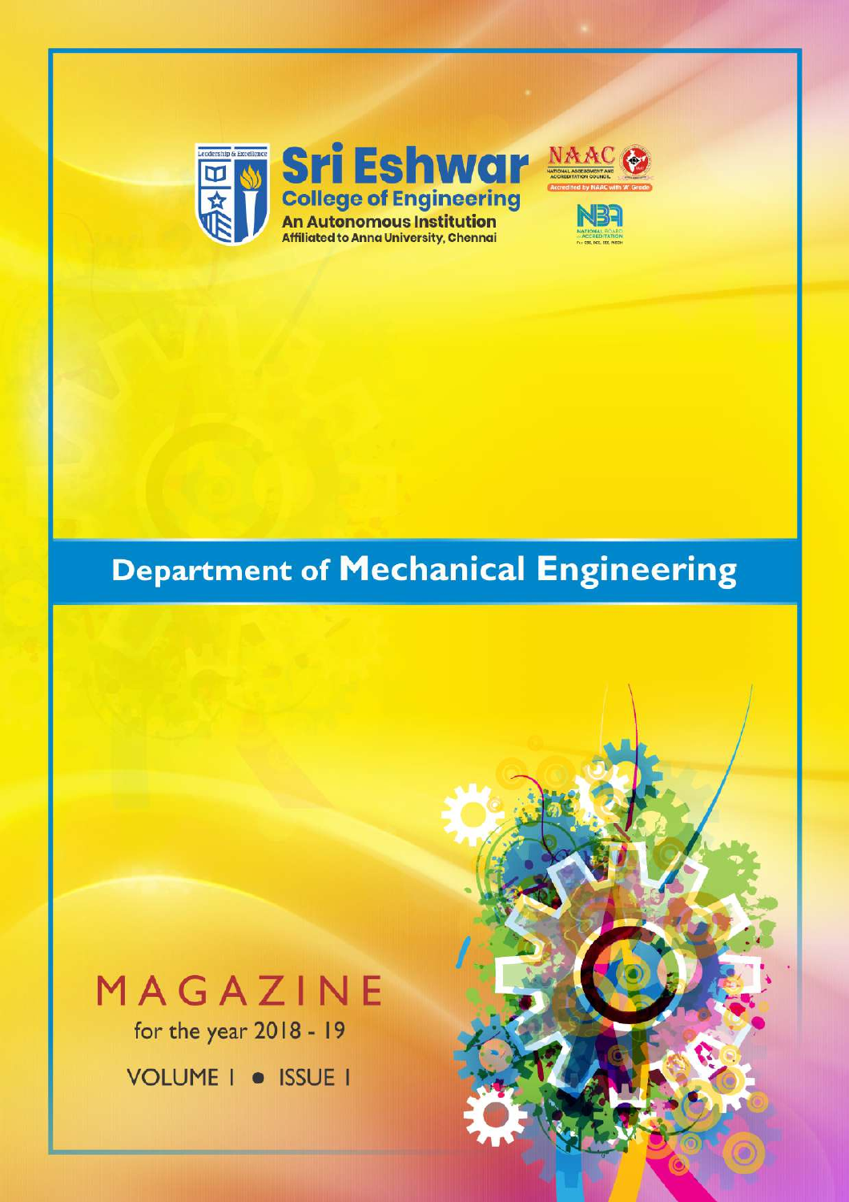# Sri Eshwar

**College of Engineering**

**An Autonomous Institution**

Affiliated to Anna University, Chennai

NAAC — National Assessment and Accreditation Council — Accredited by NAAC with 'A' Grade

NBA — National Board of Accreditation

## Department of Mechanical Engineering

# MAGAZINE

for the year 2018 - 19

VOLUME I • ISSUE I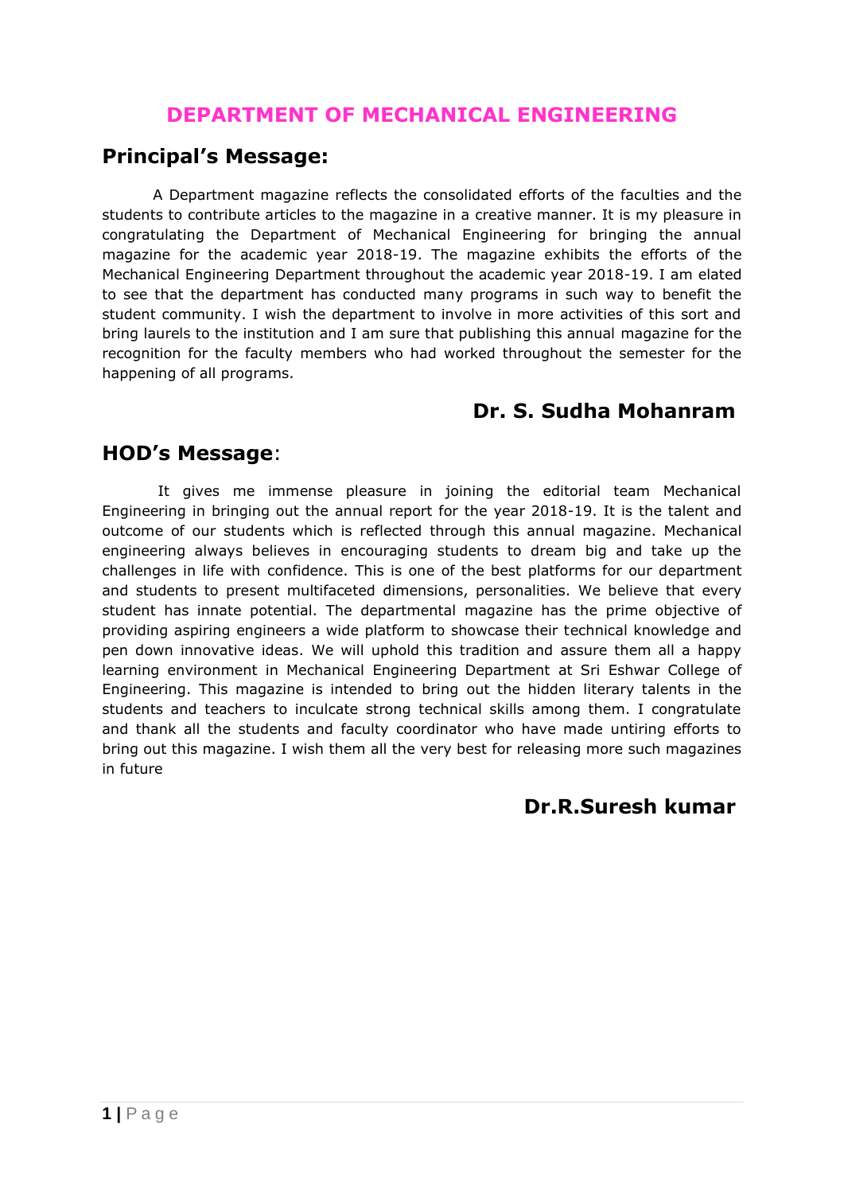# DEPARTMENT OF MECHANICAL ENGINEERING

## Principal's Message:

A Department magazine reflects the consolidated efforts of the faculties and the students to contribute articles to the magazine in a creative manner. It is my pleasure in congratulating the Department of Mechanical Engineering for bringing the annual magazine for the academic year 2018-19. The magazine exhibits the efforts of the Mechanical Engineering Department throughout the academic year 2018-19. I am elated to see that the department has conducted many programs in such way to benefit the student community. I wish the department to involve in more activities of this sort and bring laurels to the institution and I am sure that publishing this annual magazine for the recognition for the faculty members who had worked throughout the semester for the happening of all programs.

**Dr. S. Sudha Mohanram**

## HOD's Message:

It gives me immense pleasure in joining the editorial team Mechanical Engineering in bringing out the annual report for the year 2018-19. It is the talent and outcome of our students which is reflected through this annual magazine. Mechanical engineering always believes in encouraging students to dream big and take up the challenges in life with confidence. This is one of the best platforms for our department and students to present multifaceted dimensions, personalities. We believe that every student has innate potential. The departmental magazine has the prime objective of providing aspiring engineers a wide platform to showcase their technical knowledge and pen down innovative ideas. We will uphold this tradition and assure them all a happy learning environment in Mechanical Engineering Department at Sri Eshwar College of Engineering. This magazine is intended to bring out the hidden literary talents in the students and teachers to inculcate strong technical skills among them. I congratulate and thank all the students and faculty coordinator who have made untiring efforts to bring out this magazine. I wish them all the very best for releasing more such magazines in future

**Dr.R.Suresh kumar**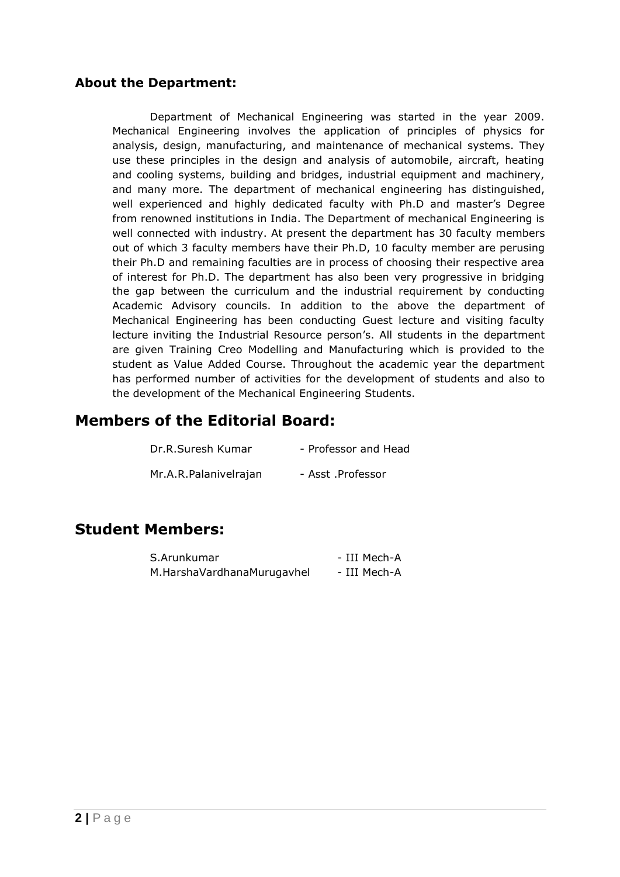### About the Department:

Department of Mechanical Engineering was started in the year 2009. Mechanical Engineering involves the application of principles of physics for analysis, design, manufacturing, and maintenance of mechanical systems. They use these principles in the design and analysis of automobile, aircraft, heating and cooling systems, building and bridges, industrial equipment and machinery, and many more. The department of mechanical engineering has distinguished, well experienced and highly dedicated faculty with Ph.D and master's Degree from renowned institutions in India. The Department of mechanical Engineering is well connected with industry. At present the department has 30 faculty members out of which 3 faculty members have their Ph.D, 10 faculty member are perusing their Ph.D and remaining faculties are in process of choosing their respective area of interest for Ph.D. The department has also been very progressive in bridging the gap between the curriculum and the industrial requirement by conducting Academic Advisory councils. In addition to the above the department of Mechanical Engineering has been conducting Guest lecture and visiting faculty lecture inviting the Industrial Resource person's. All students in the department are given Training Creo Modelling and Manufacturing which is provided to the student as Value Added Course. Throughout the academic year the department has performed number of activities for the development of students and also to the development of the Mechanical Engineering Students.

## Members of the Editorial Board:

Dr.R.Suresh Kumar - Professor and Head

Mr.A.R.Palanivelrajan - Asst .Professor

## Student Members:

S.Arunkumar - III Mech-A

M.HarshaVardhanaMurugavhel - III Mech-A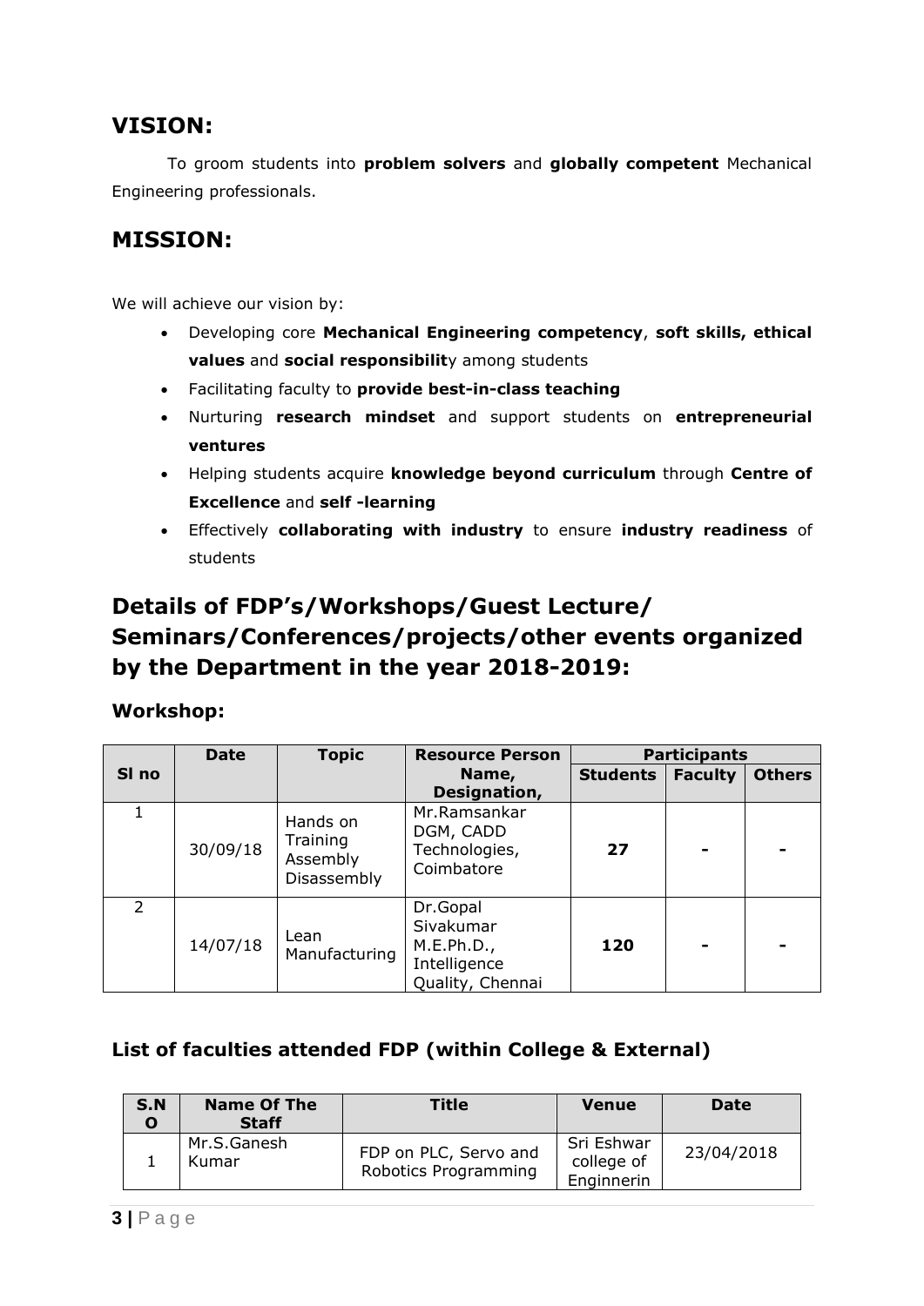## VISION:

To groom students into **problem solvers** and **globally competent** Mechanical Engineering professionals.

## MISSION:

We will achieve our vision by:

- Developing core **Mechanical Engineering competency**, **soft skills, ethical values** and **social responsibilit**y among students
- Facilitating faculty to **provide best-in-class teaching**
- Nurturing **research mindset** and support students on **entrepreneurial ventures**
- Helping students acquire **knowledge beyond curriculum** through **Centre of Excellence** and **self -learning**
- Effectively **collaborating with industry** to ensure **industry readiness** of students

## Details of FDP's/Workshops/Guest Lecture/ Seminars/Conferences/projects/other events organized by the Department in the year 2018-2019:

### Workshop:

| Sl no | Date | Topic | Resource Person Name, Designation, | Participants | | |
|---|---|---|---|---|---|---|
| | | | | Students | Faculty | Others |
| 1 | 30/09/18 | Hands on Training Assembly Disassembly | Mr.Ramsankar DGM, CADD Technologies, Coimbatore | **27** | **-** | **-** |
| 2 | 14/07/18 | Lean Manufacturing | Dr.Gopal Sivakumar M.E.Ph.D., Intelligence Quality, Chennai | **120** | **-** | **-** |

### List of faculties attended FDP (within College & External)

| S.NO | Name Of The Staff | Title | Venue | Date |
|---|---|---|---|---|
| 1 | Mr.S.Ganesh Kumar | FDP on PLC, Servo and Robotics Programming | Sri Eshwar college of Enginnerin | 23/04/2018 |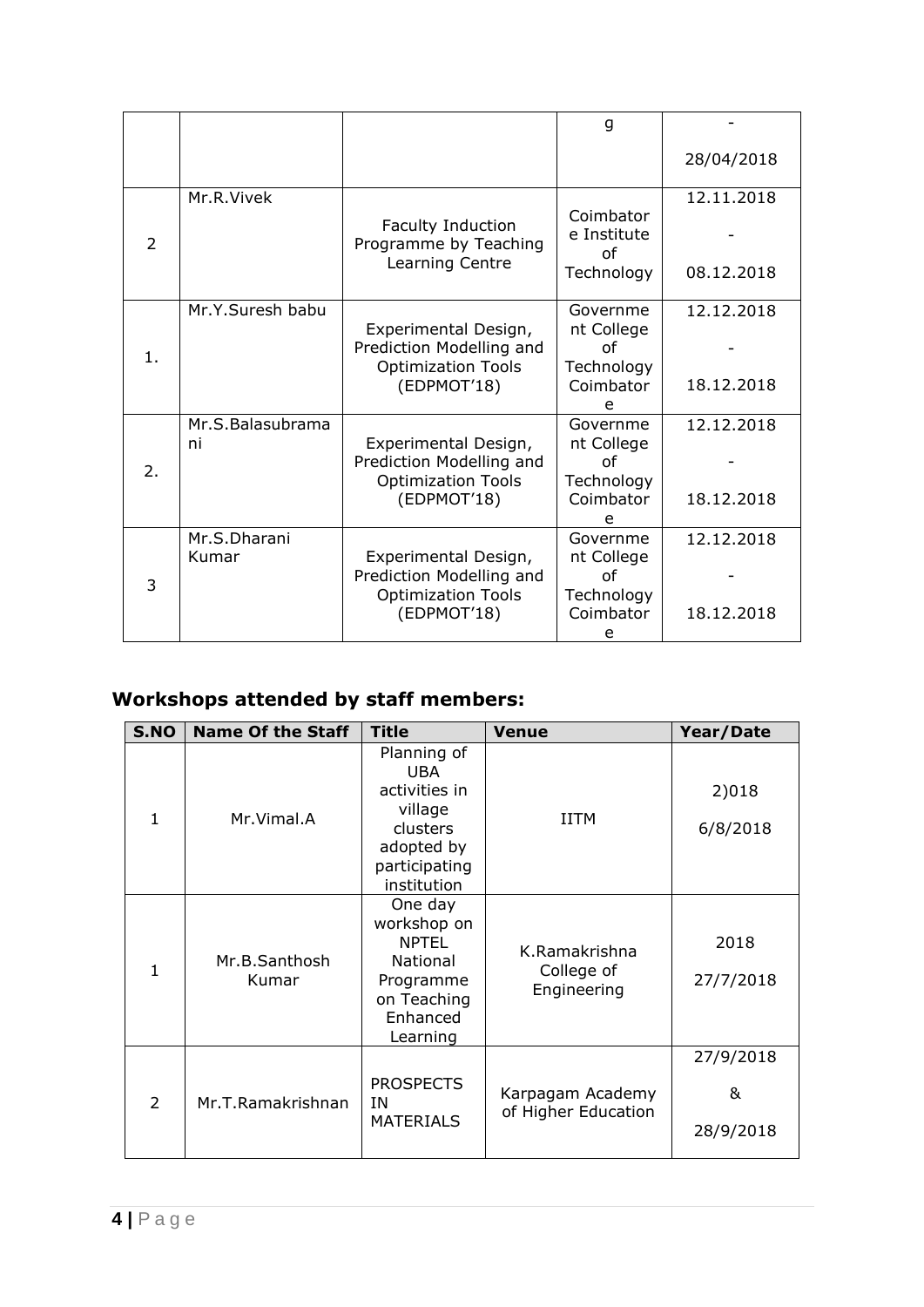|  |  |  | g | - 28/04/2018 |
|---|---|---|---|---|
| 2 | Mr.R.Vivek | Faculty Induction Programme by Teaching Learning Centre | Coimbatore Institute of Technology | 12.11.2018 - 08.12.2018 |
| 1. | Mr.Y.Suresh babu | Experimental Design, Prediction Modelling and Optimization Tools (EDPMOT'18) | Government College of Technology Coimbatore | 12.12.2018 - 18.12.2018 |
| 2. | Mr.S.Balasubramani | Experimental Design, Prediction Modelling and Optimization Tools (EDPMOT'18) | Government College of Technology Coimbatore | 12.12.2018 - 18.12.2018 |
| 3 | Mr.S.Dharani Kumar | Experimental Design, Prediction Modelling and Optimization Tools (EDPMOT'18) | Government College of Technology Coimbatore | 12.12.2018 - 18.12.2018 |

## Workshops attended by staff members:

| S.NO | Name Of the Staff | Title | Venue | Year/Date |
|---|---|---|---|---|
| 1 | Mr.Vimal.A | Planning of UBA activities in village clusters adopted by participating institution | IITM | 2)018 6/8/2018 |
| 1 | Mr.B.Santhosh Kumar | One day workshop on NPTEL National Programme on Teaching Enhanced Learning | K.Ramakrishna College of Engineering | 2018 27/7/2018 |
| 2 | Mr.T.Ramakrishnan | PROSPECTS IN MATERIALS | Karpagam Academy of Higher Education | 27/9/2018 & 28/9/2018 |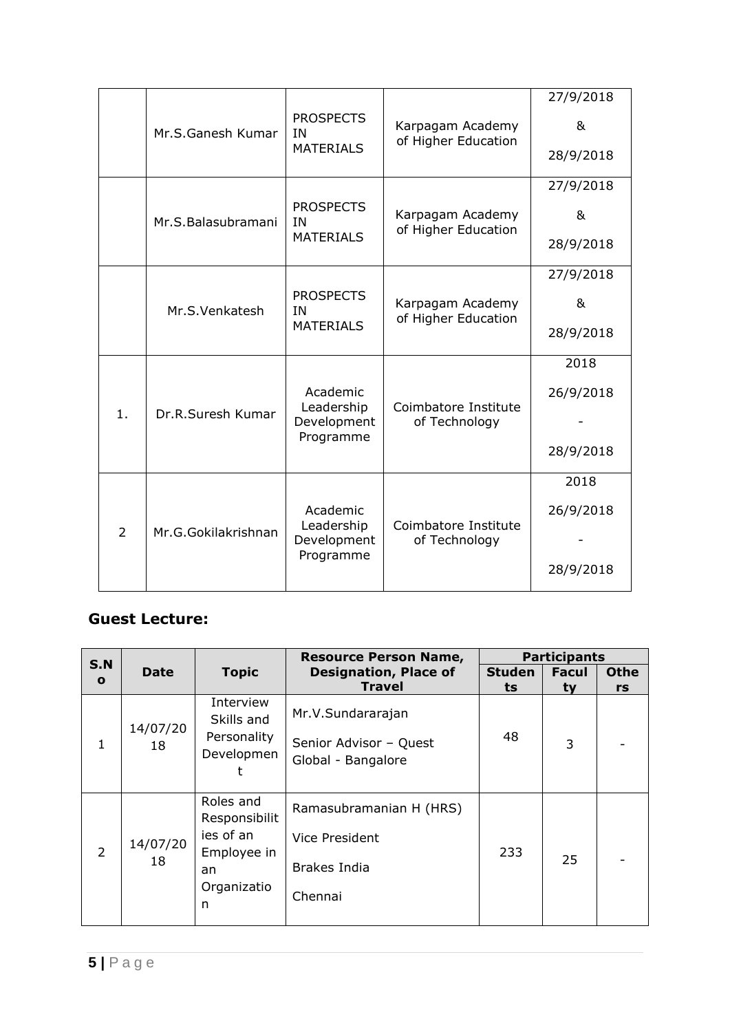| | | | | |
|---|---|---|---|---|
| | Mr.S.Ganesh Kumar | PROSPECTS IN MATERIALS | Karpagam Academy of Higher Education | 27/9/2018 & 28/9/2018 |
| | Mr.S.Balasubramani | PROSPECTS IN MATERIALS | Karpagam Academy of Higher Education | 27/9/2018 & 28/9/2018 |
| | Mr.S.Venkatesh | PROSPECTS IN MATERIALS | Karpagam Academy of Higher Education | 27/9/2018 & 28/9/2018 |
| 1. | Dr.R.Suresh Kumar | Academic Leadership Development Programme | Coimbatore Institute of Technology | 2018 26/9/2018 - 28/9/2018 |
| 2 | Mr.G.Gokilakrishnan | Academic Leadership Development Programme | Coimbatore Institute of Technology | 2018 26/9/2018 - 28/9/2018 |

## Guest Lecture:

| S.No | Date | Topic | Resource Person Name, Designation, Place of Travel | Participants | | |
|---|---|---|---|---|---|---|
| | | | | Students | Faculty | Others |
| 1 | 14/07/2018 | Interview Skills and Personality Development | Mr.V.Sundararajan<br>Senior Advisor – Quest Global - Bangalore | 48 | 3 | - |
| 2 | 14/07/2018 | Roles and Responsibilities of an Employee in an Organization | Ramasubramanian H (HRS)<br>Vice President<br>Brakes India<br>Chennai | 233 | 25 | - |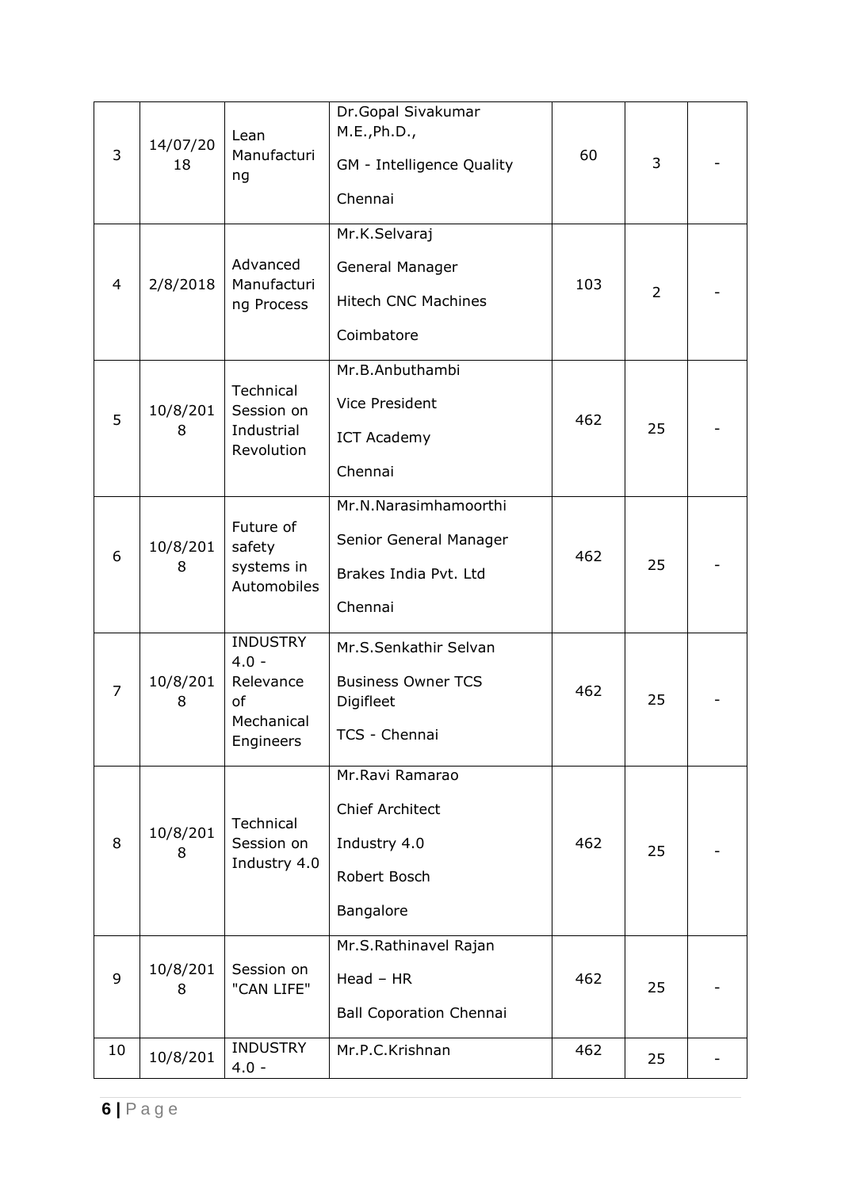| 3 | 14/07/2018 | Lean Manufacturing | Dr.Gopal Sivakumar M.E.,Ph.D.,<br>GM - Intelligence Quality<br>Chennai | 60 | 3 | - |
|---|---|---|---|---|---|---|
| 4 | 2/8/2018 | Advanced Manufacturing Process | Mr.K.Selvaraj<br>General Manager<br>Hitech CNC Machines<br>Coimbatore | 103 | 2 | - |
| 5 | 10/8/2018 | Technical Session on Industrial Revolution | Mr.B.Anbuthambi<br>Vice President<br>ICT Academy<br>Chennai | 462 | 25 | - |
| 6 | 10/8/2018 | Future of safety systems in Automobiles | Mr.N.Narasimhamoorthi<br>Senior General Manager<br>Brakes India Pvt. Ltd<br>Chennai | 462 | 25 | - |
| 7 | 10/8/2018 | INDUSTRY 4.0 - Relevance of Mechanical Engineers | Mr.S.Senkathir Selvan<br>Business Owner TCS Digifleet<br>TCS - Chennai | 462 | 25 | - |
| 8 | 10/8/2018 | Technical Session on Industry 4.0 | Mr.Ravi Ramarao<br>Chief Architect<br>Industry 4.0<br>Robert Bosch<br>Bangalore | 462 | 25 | - |
| 9 | 10/8/2018 | Session on "CAN LIFE" | Mr.S.Rathinavel Rajan<br>Head – HR<br>Ball Coporation Chennai | 462 | 25 | - |
| 10 | 10/8/201 | INDUSTRY 4.0 - | Mr.P.C.Krishnan | 462 | 25 | - |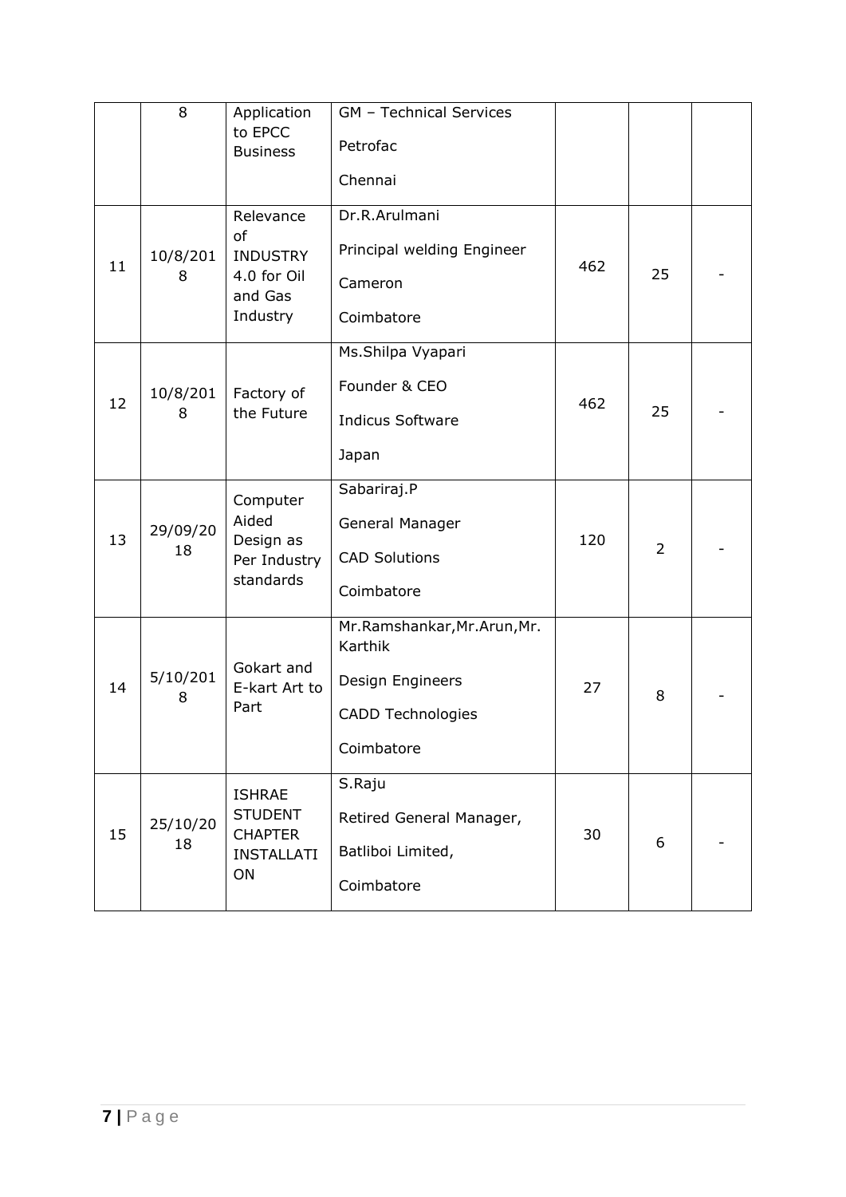|  |  |  |  |  |  |  |
|---|---|---|---|---|---|---|
|  | 8 | Application to EPCC Business | GM – Technical Services<br>Petrofac<br>Chennai |  |  |  |
| 11 | 10/8/2018 | Relevance of INDUSTRY 4.0 for Oil and Gas Industry | Dr.R.Arulmani<br>Principal welding Engineer<br>Cameron<br>Coimbatore | 462 | 25 | - |
| 12 | 10/8/2018 | Factory of the Future | Ms.Shilpa Vyapari<br>Founder & CEO<br>Indicus Software<br>Japan | 462 | 25 | - |
| 13 | 29/09/2018 | Computer Aided Design as Per Industry standards | Sabariraj.P<br>General Manager<br>CAD Solutions<br>Coimbatore | 120 | 2 | - |
| 14 | 5/10/2018 | Gokart and E-kart Art to Part | Mr.Ramshankar,Mr.Arun,Mr. Karthik<br>Design Engineers<br>CADD Technologies<br>Coimbatore | 27 | 8 | - |
| 15 | 25/10/2018 | ISHRAE STUDENT CHAPTER INSTALLATION | S.Raju<br>Retired General Manager,<br>Batliboi Limited,<br>Coimbatore | 30 | 6 | - |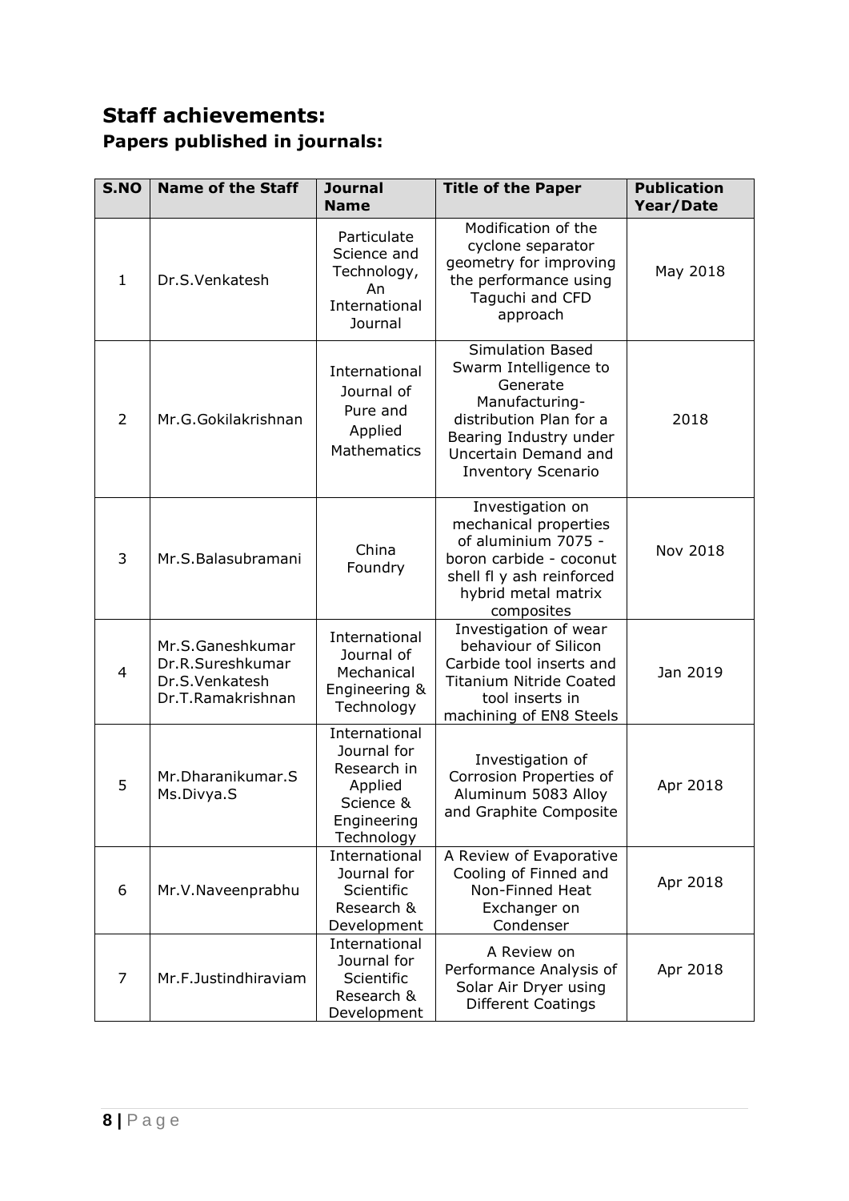## Staff achievements:

### Papers published in journals:

| S.NO | Name of the Staff | Journal Name | Title of the Paper | Publication Year/Date |
|---|---|---|---|---|
| 1 | Dr.S.Venkatesh | Particulate Science and Technology, An International Journal | Modification of the cyclone separator geometry for improving the performance using Taguchi and CFD approach | May 2018 |
| 2 | Mr.G.Gokilakrishnan | International Journal of Pure and Applied Mathematics | Simulation Based Swarm Intelligence to Generate Manufacturing-distribution Plan for a Bearing Industry under Uncertain Demand and Inventory Scenario | 2018 |
| 3 | Mr.S.Balasubramani | China Foundry | Investigation on mechanical properties of aluminium 7075 - boron carbide - coconut shell fl y ash reinforced hybrid metal matrix composites | Nov 2018 |
| 4 | Mr.S.Ganeshkumar Dr.R.Sureshkumar Dr.S.Venkatesh Dr.T.Ramakrishnan | International Journal of Mechanical Engineering & Technology | Investigation of wear behaviour of Silicon Carbide tool inserts and Titanium Nitride Coated tool inserts in machining of EN8 Steels | Jan 2019 |
| 5 | Mr.Dharanikumar.S Ms.Divya.S | International Journal for Research in Applied Science & Engineering Technology | Investigation of Corrosion Properties of Aluminum 5083 Alloy and Graphite Composite | Apr 2018 |
| 6 | Mr.V.Naveenprabhu | International Journal for Scientific Research & Development | A Review of Evaporative Cooling of Finned and Non-Finned Heat Exchanger on Condenser | Apr 2018 |
| 7 | Mr.F.Justindhiraviam | International Journal for Scientific Research & Development | A Review on Performance Analysis of Solar Air Dryer using Different Coatings | Apr 2018 |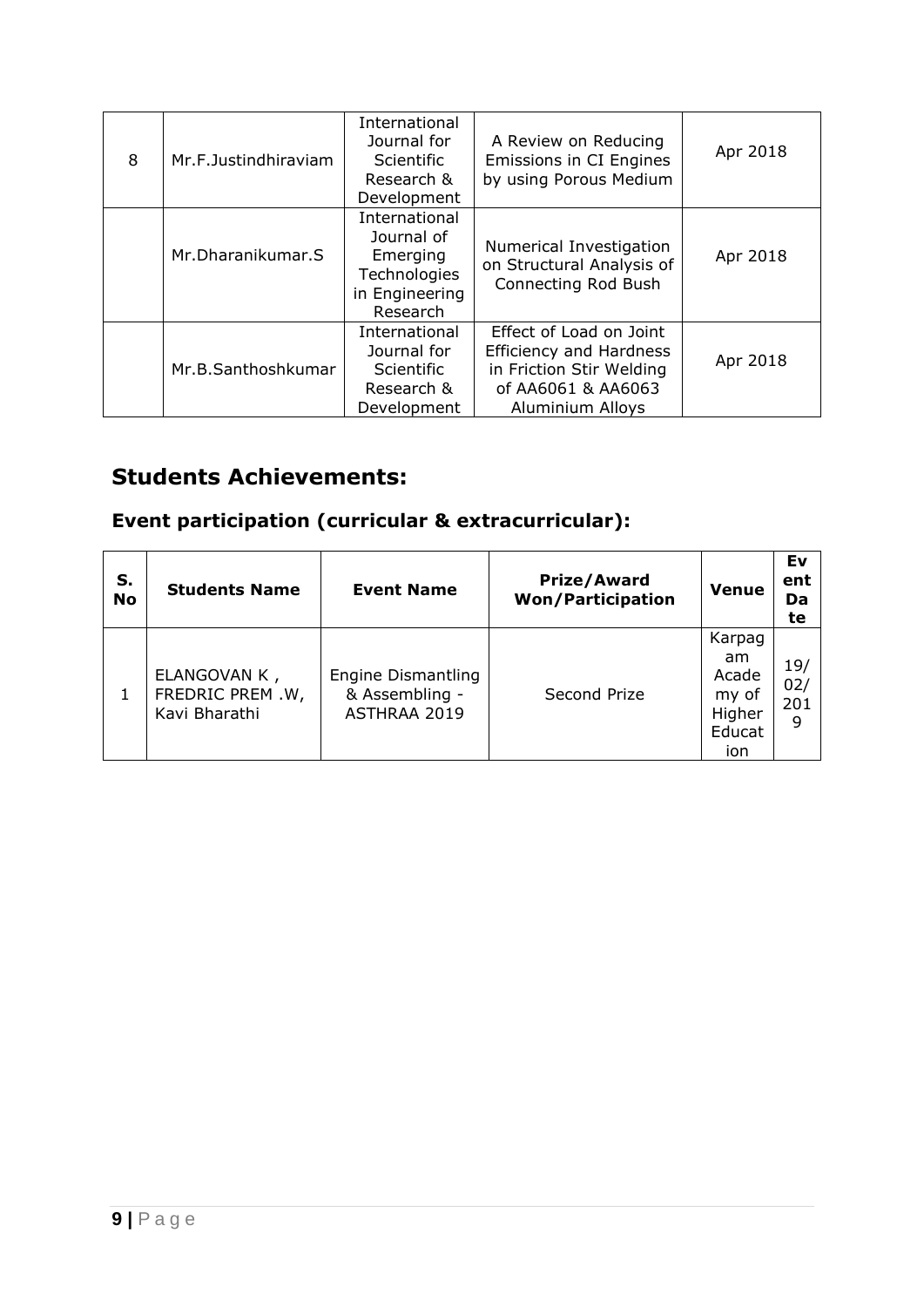| 8 | Mr.F.Justindhiraviam | International Journal for Scientific Research & Development | A Review on Reducing Emissions in CI Engines by using Porous Medium | Apr 2018 |
|---|---|---|---|---|
| | Mr.Dharanikumar.S | International Journal of Emerging Technologies in Engineering Research | Numerical Investigation on Structural Analysis of Connecting Rod Bush | Apr 2018 |
| | Mr.B.Santhoshkumar | International Journal for Scientific Research & Development | Effect of Load on Joint Efficiency and Hardness in Friction Stir Welding of AA6061 & AA6063 Aluminium Alloys | Apr 2018 |

## Students Achievements:

### Event participation (curricular & extracurricular):

| S. No | Students Name | Event Name | Prize/Award Won/Participation | Venue | Event Date |
|---|---|---|---|---|---|
| 1 | ELANGOVAN K , FREDRIC PREM .W, Kavi Bharathi | Engine Dismantling & Assembling - ASTHRAA 2019 | Second Prize | Karpagam Academy of Higher Education | 19/02/2019 |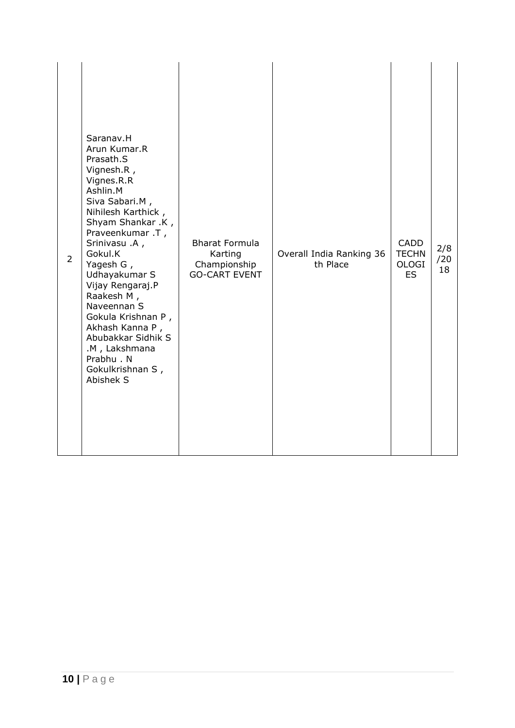| | | | | | |
|---|---|---|---|---|---|
| 2 | Saranav.H Arun Kumar.R Prasath.S Vignesh.R , Vignes.R.R Ashlin.M Siva Sabari.M , Nihilesh Karthick , Shyam Shankar .K , Praveenkumar .T , Srinivasu .A , Gokul.K Yagesh G , Udhayakumar S Vijay Rengaraj.P Raakesh M , Naveennan S Gokula Krishnan P , Akhash Kanna P , Abubakkar Sidhik S .M , Lakshmana Prabhu . N Gokulkrishnan S , Abishek S | Bharat Formula Karting Championship GO-CART EVENT | Overall India Ranking 36 th Place | CADD TECHNOLOGIES | 2/8/2018 |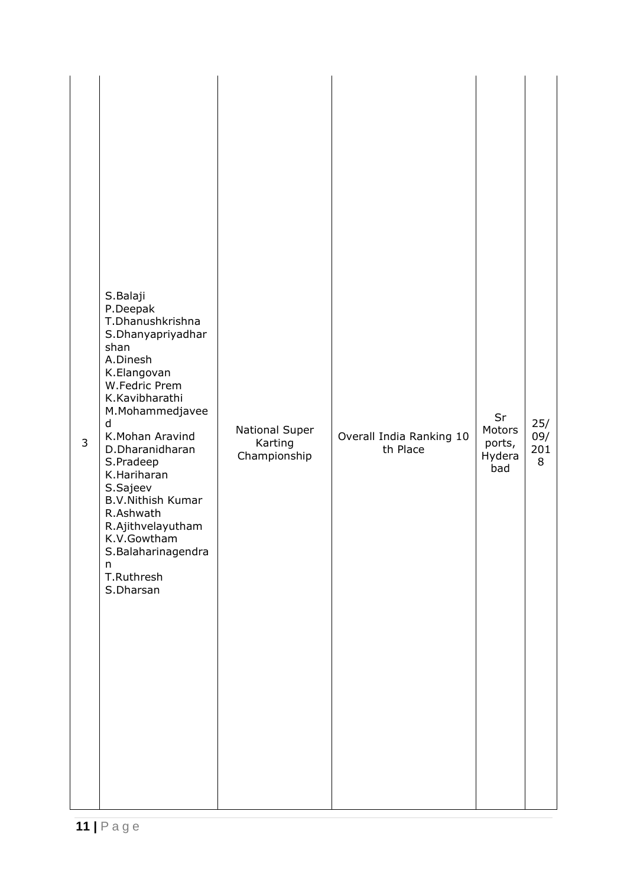| 3 | S.Balaji<br>P.Deepak<br>T.Dhanushkrishna<br>S.Dhanyapriyadharshan<br>A.Dinesh<br>K.Elangovan<br>W.Fedric Prem<br>K.Kavibharathi<br>M.Mohammedjaveed<br>K.Mohan Aravind<br>D.Dharanidharan<br>S.Pradeep<br>K.Hariharan<br>S.Sajeev<br>B.V.Nithish Kumar<br>R.Ashwath<br>R.Ajithvelayutham<br>K.V.Gowtham<br>S.Balaharinagendran<br>T.Ruthresh<br>S.Dharsan | National Super Karting Championship | Overall India Ranking 10 th Place | Sr Motors ports, Hyderabad | 25/09/2018 |
|---|---|---|---|---|---|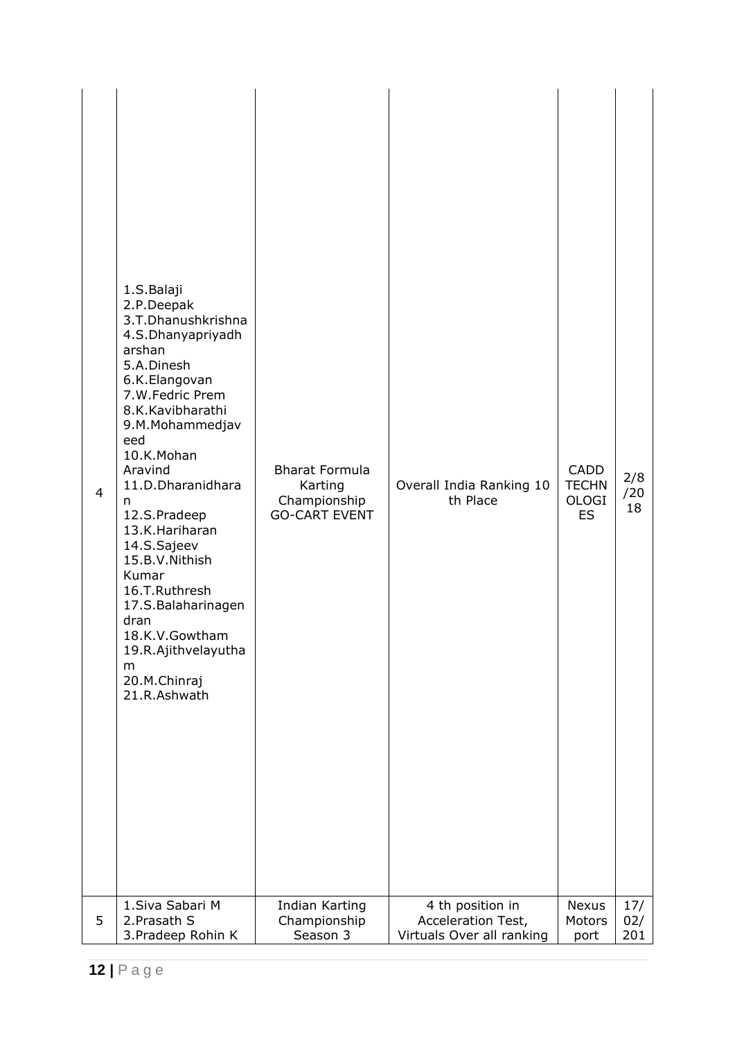| | | | | | |
|---|---|---|---|---|---|
| 4 | 1.S.Balaji<br>2.P.Deepak<br>3.T.Dhanushkrishna<br>4.S.Dhanyapriyadharshan<br>5.A.Dinesh<br>6.K.Elangovan<br>7.W.Fedric Prem<br>8.K.Kavibharathi<br>9.M.Mohammedjaveed<br>10.K.Mohan Aravind<br>11.D.Dharanidharan<br>12.S.Pradeep<br>13.K.Hariharan<br>14.S.Sajeev<br>15.B.V.Nithish Kumar<br>16.T.Ruthresh<br>17.S.Balaharinagendran<br>18.K.V.Gowtham<br>19.R.Ajithvelayutham<br>20.M.Chinraj<br>21.R.Ashwath | Bharat Formula Karting Championship GO-CART EVENT | Overall India Ranking 10 th Place | CADD TECHNOLOGIES | 2/8/2018 |
| 5 | 1.Siva Sabari M<br>2.Prasath S<br>3.Pradeep Rohin K | Indian Karting Championship Season 3 | 4 th position in Acceleration Test, Virtuals Over all ranking | Nexus Motors port | 17/02/201 |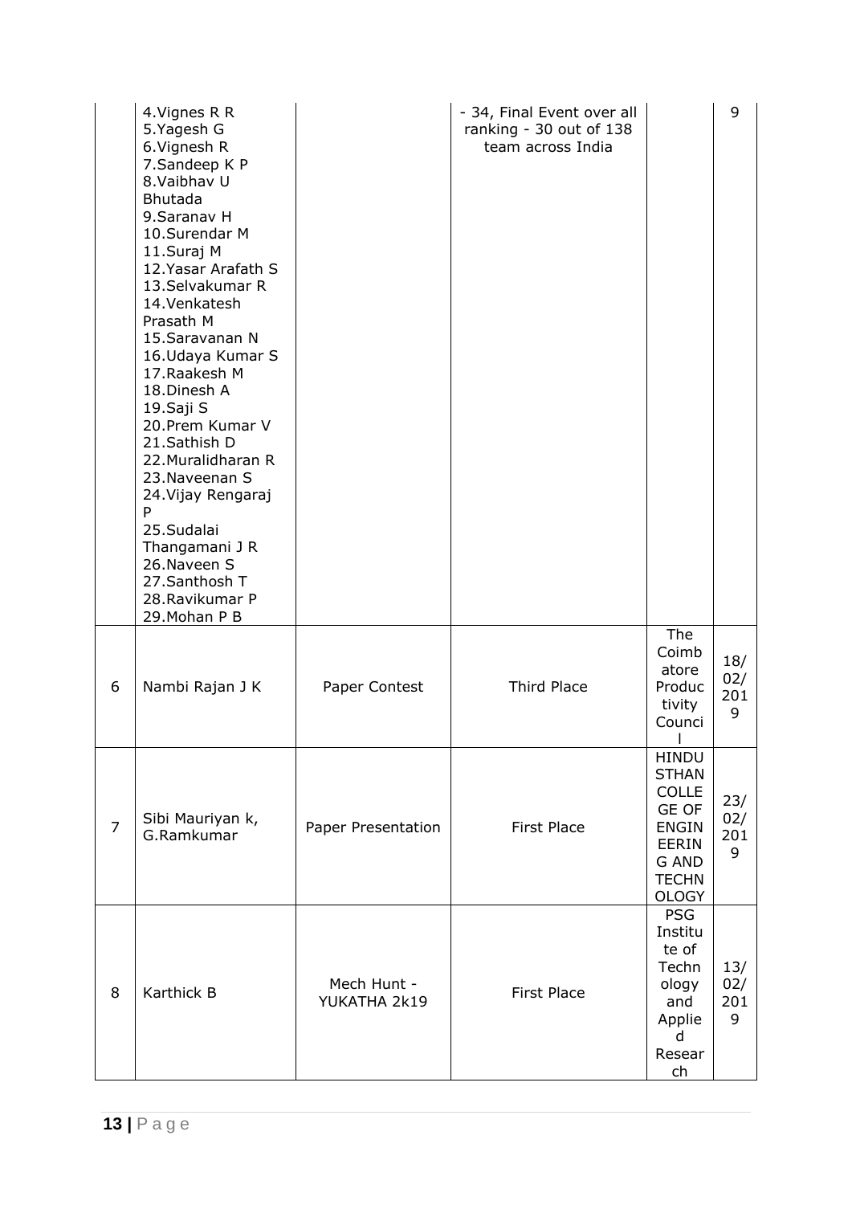|  |  |  |  |  |  |
|---|---|---|---|---|---|
|  | 4.Vignes R R<br>5.Yagesh G<br>6.Vignesh R<br>7.Sandeep K P<br>8.Vaibhav U Bhutada<br>9.Saranav H<br>10.Surendar M<br>11.Suraj M<br>12.Yasar Arafath S<br>13.Selvakumar R<br>14.Venkatesh Prasath M<br>15.Saravanan N<br>16.Udaya Kumar S<br>17.Raakesh M<br>18.Dinesh A<br>19.Saji S<br>20.Prem Kumar V<br>21.Sathish D<br>22.Muralidharan R<br>23.Naveenan S<br>24.Vijay Rengaraj P<br>25.Sudalai Thangamani J R<br>26.Naveen S<br>27.Santhosh T<br>28.Ravikumar P<br>29.Mohan P B |  | - 34, Final Event over all ranking - 30 out of 138 team across India |  | 9 |
| 6 | Nambi Rajan J K | Paper Contest | Third Place | The Coimbatore Productivity Council | 18/02/2019 |
| 7 | Sibi Mauriyan k, G.Ramkumar | Paper Presentation | First Place | HINDUSTHAN COLLEGE OF ENGINEERING AND TECHNOLOGY | 23/02/2019 |
| 8 | Karthick B | Mech Hunt - YUKATHA 2k19 | First Place | PSG Institute of Technology and Applied Research | 13/02/2019 |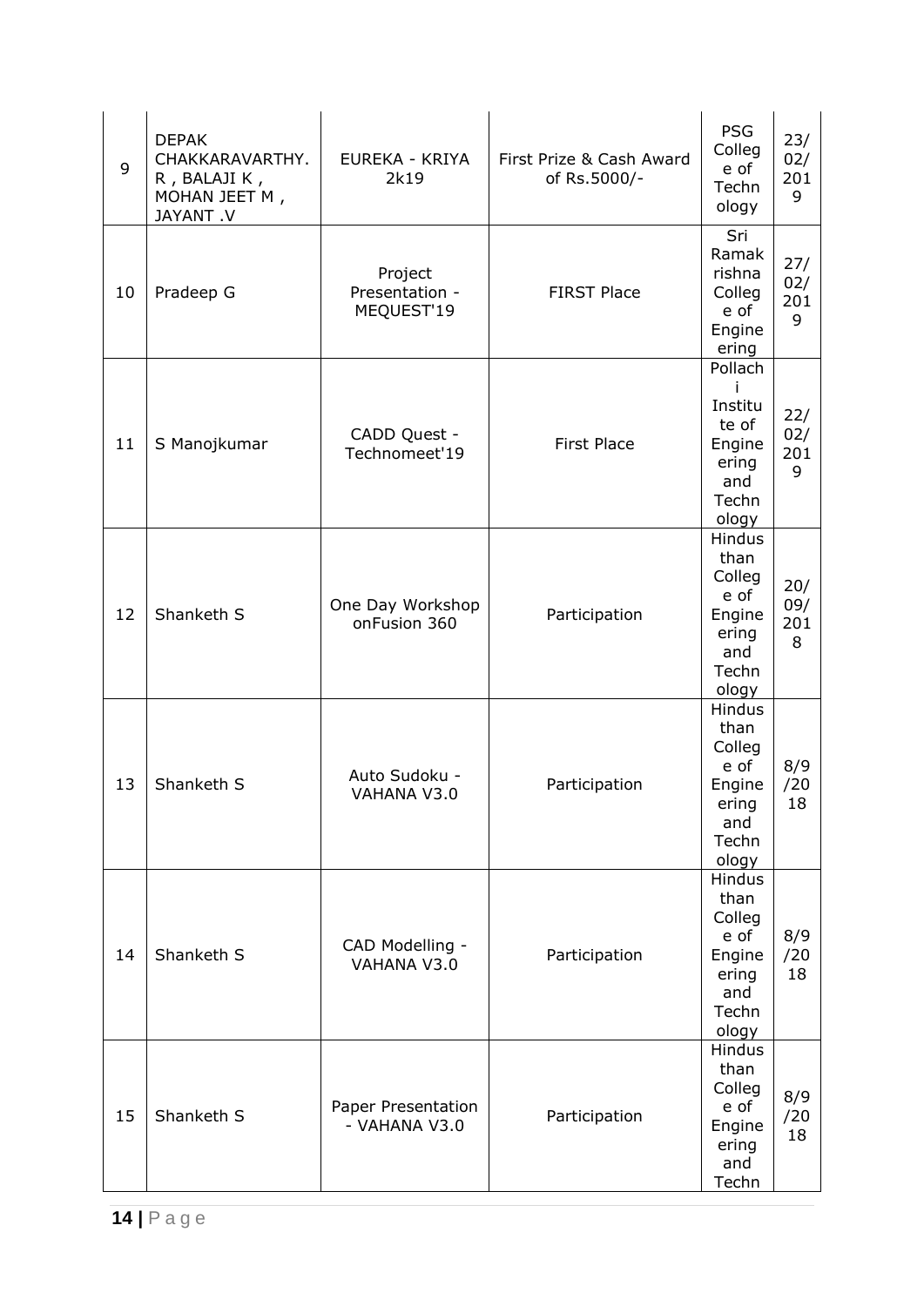| 9 | DEPAK CHAKKARAVARTHY. R , BALAJI K , MOHAN JEET M , JAYANT .V | EUREKA - KRIYA 2k19 | First Prize & Cash Award of Rs.5000/- | PSG College of Technology | 23/02/2019 |
|---|---|---|---|---|---|
| 10 | Pradeep G | Project Presentation - MEQUEST'19 | FIRST Place | Sri Ramakrishna College of Engineering | 27/02/2019 |
| 11 | S Manojkumar | CADD Quest - Technomeet'19 | First Place | Pollachi Institute of Engineering and Technology | 22/02/2019 |
| 12 | Shanketh S | One Day Workshop onFusion 360 | Participation | Hindusthan College of Engineering and Technology | 20/09/2018 |
| 13 | Shanketh S | Auto Sudoku - VAHANA V3.0 | Participation | Hindusthan College of Engineering and Technology | 8/9/2018 |
| 14 | Shanketh S | CAD Modelling - VAHANA V3.0 | Participation | Hindusthan College of Engineering and Technology | 8/9/2018 |
| 15 | Shanketh S | Paper Presentation - VAHANA V3.0 | Participation | Hindusthan College of Engineering and Techn | 8/9/2018 |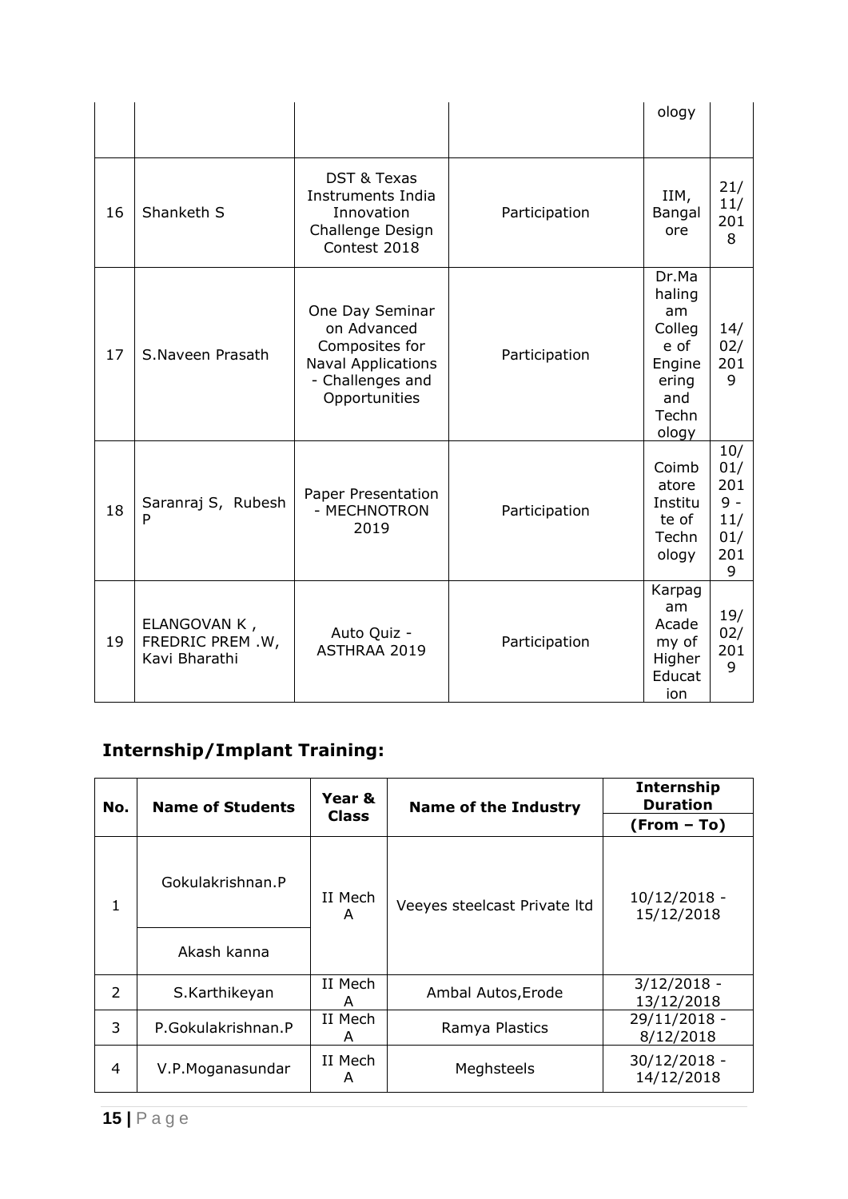| | | | | ology | |
|---|---|---|---|---|---|
| 16 | Shanketh S | DST & Texas Instruments India Innovation Challenge Design Contest 2018 | Participation | IIM, Bangalore | 21/11/2018 |
| 17 | S.Naveen Prasath | One Day Seminar on Advanced Composites for Naval Applications - Challenges and Opportunities | Participation | Dr.Mahalingam College of Engineering and Technology | 14/02/2019 |
| 18 | Saranraj S, Rubesh P | Paper Presentation - MECHNOTRON 2019 | Participation | Coimbatore Institute of Technology | 10/01/2019 - 11/01/2019 |
| 19 | ELANGOVAN K , FREDRIC PREM .W, Kavi Bharathi | Auto Quiz - ASTHRAA 2019 | Participation | Karpagam Academy of Higher Education | 19/02/2019 |

## Internship/Implant Training:

| No. | Name of Students | Year & Class | Name of the Industry | Internship Duration (From – To) |
|---|---|---|---|---|
| 1 | Gokulakrishnan.P | II Mech A | Veeyes steelcast Private ltd | 10/12/2018 - 15/12/2018 |
| | Akash kanna | | | |
| 2 | S.Karthikeyan | II Mech A | Ambal Autos,Erode | 3/12/2018 - 13/12/2018 |
| 3 | P.Gokulakrishnan.P | II Mech A | Ramya Plastics | 29/11/2018 - 8/12/2018 |
| 4 | V.P.Moganasundar | II Mech A | Meghsteels | 30/12/2018 - 14/12/2018 |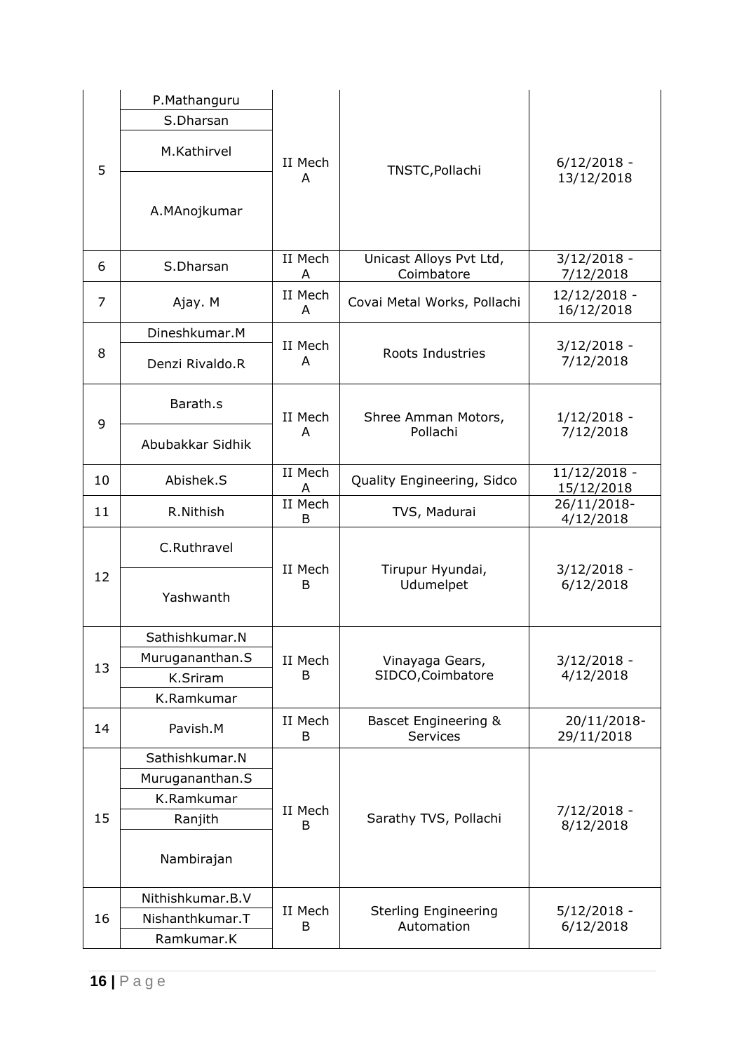| 5 | P.Mathanguru<br>S.Dharsan<br>M.Kathirvel<br>A.MAnojkumar | II Mech A | TNSTC,Pollachi | 6/12/2018 - 13/12/2018 |
|---|---|---|---|---|
| 6 | S.Dharsan | II Mech A | Unicast Alloys Pvt Ltd, Coimbatore | 3/12/2018 - 7/12/2018 |
| 7 | Ajay. M | II Mech A | Covai Metal Works, Pollachi | 12/12/2018 - 16/12/2018 |
| 8 | Dineshkumar.M<br>Denzi Rivaldo.R | II Mech A | Roots Industries | 3/12/2018 - 7/12/2018 |
| 9 | Barath.s<br>Abubakkar Sidhik | II Mech A | Shree Amman Motors, Pollachi | 1/12/2018 - 7/12/2018 |
| 10 | Abishek.S | II Mech A | Quality Engineering, Sidco | 11/12/2018 - 15/12/2018 |
| 11 | R.Nithish | II Mech B | TVS, Madurai | 26/11/2018-4/12/2018 |
| 12 | C.Ruthravel<br>Yashwanth | II Mech B | Tirupur Hyundai, Udumelpet | 3/12/2018 - 6/12/2018 |
| 13 | Sathishkumar.N<br>Murugananthan.S<br>K.Sriram<br>K.Ramkumar | II Mech B | Vinayaga Gears, SIDCO,Coimbatore | 3/12/2018 - 4/12/2018 |
| 14 | Pavish.M | II Mech B | Bascet Engineering & Services | 20/11/2018-29/11/2018 |
| 15 | Sathishkumar.N<br>Murugananthan.S<br>K.Ramkumar<br>Ranjith<br>Nambirajan | II Mech B | Sarathy TVS, Pollachi | 7/12/2018 - 8/12/2018 |
| 16 | Nithishkumar.B.V<br>Nishanthkumar.T<br>Ramkumar.K | II Mech B | Sterling Engineering Automation | 5/12/2018 - 6/12/2018 |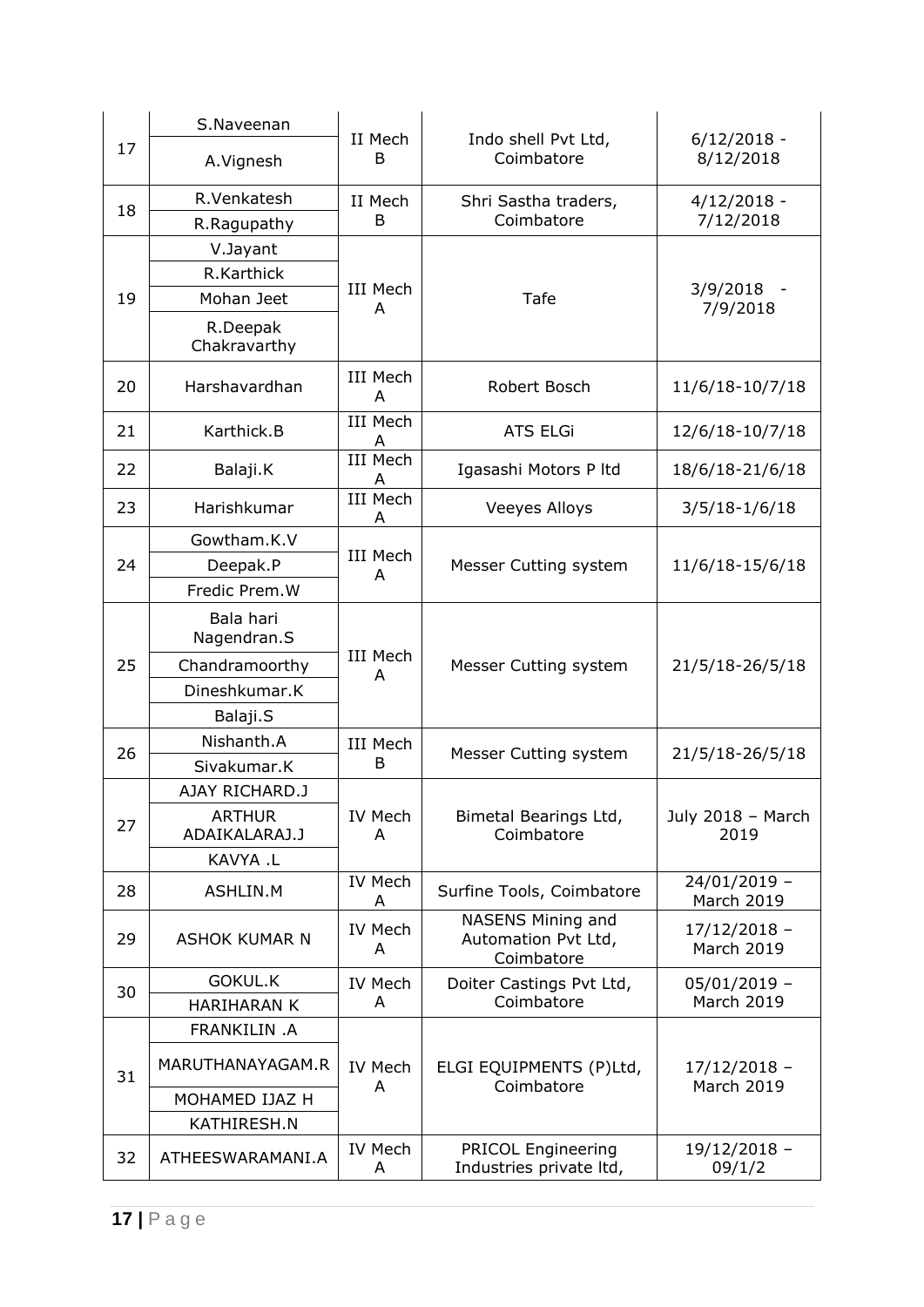| | | | | |
|---|---|---|---|---|
| 17 | S.Naveenan<br>A.Vignesh | II Mech B | Indo shell Pvt Ltd, Coimbatore | 6/12/2018 - 8/12/2018 |
| 18 | R.Venkatesh<br>R.Ragupathy | II Mech B | Shri Sastha traders, Coimbatore | 4/12/2018 - 7/12/2018 |
| 19 | V.Jayant<br>R.Karthick<br>Mohan Jeet<br>R.Deepak Chakravarthy | III Mech A | Tafe | 3/9/2018 - 7/9/2018 |
| 20 | Harshavardhan | III Mech A | Robert Bosch | 11/6/18-10/7/18 |
| 21 | Karthick.B | III Mech A | ATS ELGi | 12/6/18-10/7/18 |
| 22 | Balaji.K | III Mech A | Igasashi Motors P ltd | 18/6/18-21/6/18 |
| 23 | Harishkumar | III Mech A | Veeyes Alloys | 3/5/18-1/6/18 |
| 24 | Gowtham.K.V<br>Deepak.P<br>Fredic Prem.W | III Mech A | Messer Cutting system | 11/6/18-15/6/18 |
| 25 | Bala hari Nagendran.S<br>Chandramoorthy<br>Dineshkumar.K<br>Balaji.S | III Mech A | Messer Cutting system | 21/5/18-26/5/18 |
| 26 | Nishanth.A<br>Sivakumar.K | III Mech B | Messer Cutting system | 21/5/18-26/5/18 |
| 27 | AJAY RICHARD.J<br>ARTHUR ADAIKALARAJ.J<br>KAVYA .L | IV Mech A | Bimetal Bearings Ltd, Coimbatore | July 2018 – March 2019 |
| 28 | ASHLIN.M | IV Mech A | Surfine Tools, Coimbatore | 24/01/2019 – March 2019 |
| 29 | ASHOK KUMAR N | IV Mech A | NASENS Mining and Automation Pvt Ltd, Coimbatore | 17/12/2018 – March 2019 |
| 30 | GOKUL.K<br>HARIHARAN K | IV Mech A | Doiter Castings Pvt Ltd, Coimbatore | 05/01/2019 – March 2019 |
| 31 | FRANKILIN .A<br>MARUTHANAYAGAM.R<br>MOHAMED IJAZ H<br>KATHIRESH.N | IV Mech A | ELGI EQUIPMENTS (P)Ltd, Coimbatore | 17/12/2018 – March 2019 |
| 32 | ATHEESWARAMANI.A | IV Mech A | PRICOL Engineering Industries private ltd, | 19/12/2018 – 09/1/2 |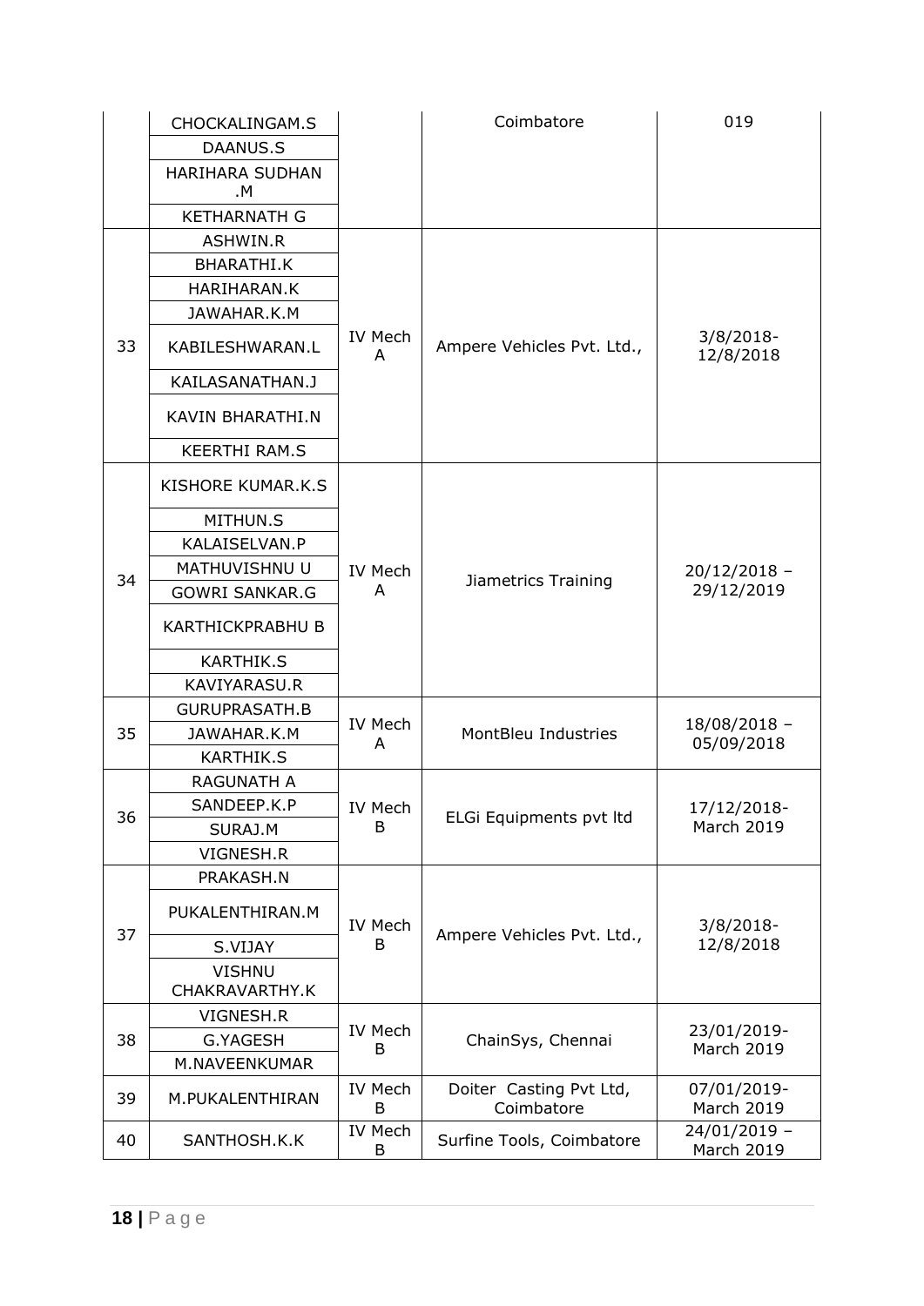| | | | | |
|---|---|---|---|---|
| | CHOCKALINGAM.S | | Coimbatore | 019 |
| | DAANUS.S | | | |
| | HARIHARA SUDHAN .M | | | |
| | KETHARNATH G | | | |
| 33 | ASHWIN.R | IV Mech A | Ampere Vehicles Pvt. Ltd., | 3/8/2018-12/8/2018 |
| | BHARATHI.K | | | |
| | HARIHARAN.K | | | |
| | JAWAHAR.K.M | | | |
| | KABILESHWARAN.L | | | |
| | KAILASANATHAN.J | | | |
| | KAVIN BHARATHI.N | | | |
| | KEERTHI RAM.S | | | |
| 34 | KISHORE KUMAR.K.S | IV Mech A | Jiametrics Training | 20/12/2018 – 29/12/2019 |
| | MITHUN.S | | | |
| | KALAISELVAN.P | | | |
| | MATHUVISHNU U | | | |
| | GOWRI SANKAR.G | | | |
| | KARTHICKPRABHU B | | | |
| | KARTHIK.S | | | |
| | KAVIYARASU.R | | | |
| 35 | GURUPRASATH.B | IV Mech A | MontBleu Industries | 18/08/2018 – 05/09/2018 |
| | JAWAHAR.K.M | | | |
| | KARTHIK.S | | | |
| 36 | RAGUNATH A | IV Mech B | ELGi Equipments pvt ltd | 17/12/2018-March 2019 |
| | SANDEEP.K.P | | | |
| | SURAJ.M | | | |
| | VIGNESH.R | | | |
| 37 | PRAKASH.N | IV Mech B | Ampere Vehicles Pvt. Ltd., | 3/8/2018-12/8/2018 |
| | PUKALENTHIRAN.M | | | |
| | S.VIJAY | | | |
| | VISHNU CHAKRAVARTHY.K | | | |
| 38 | VIGNESH.R | IV Mech B | ChainSys, Chennai | 23/01/2019-March 2019 |
| | G.YAGESH | | | |
| | M.NAVEENKUMAR | | | |
| 39 | M.PUKALENTHIRAN | IV Mech B | Doiter Casting Pvt Ltd, Coimbatore | 07/01/2019-March 2019 |
| 40 | SANTHOSH.K.K | IV Mech B | Surfine Tools, Coimbatore | 24/01/2019 – March 2019 |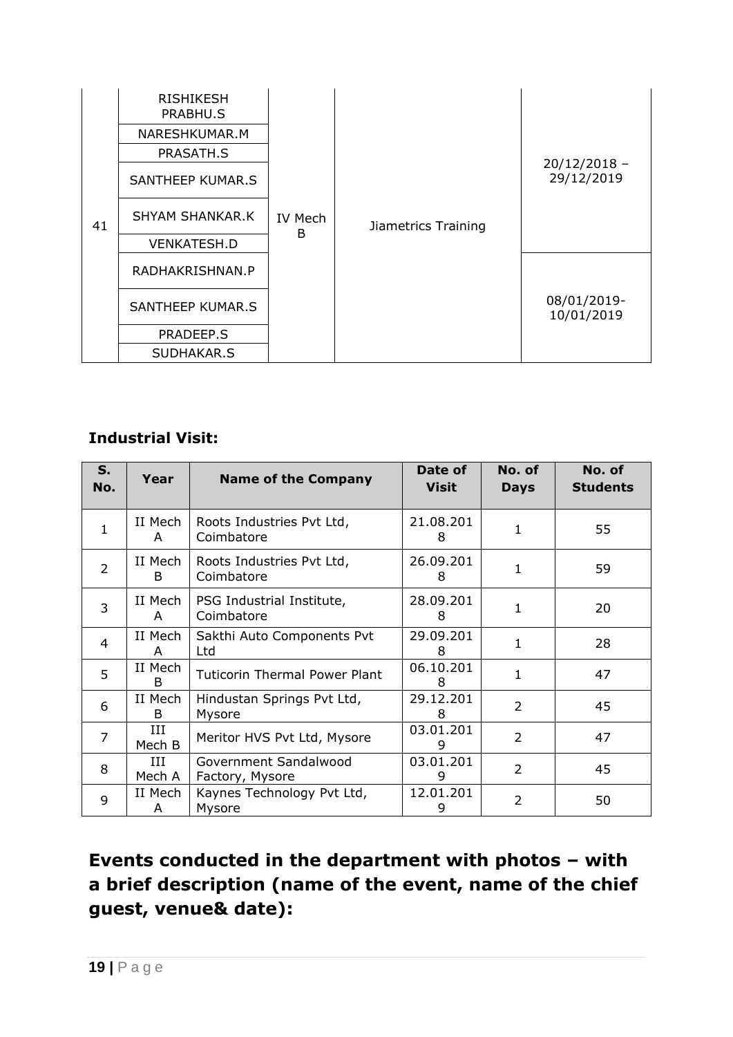| | | | | |
|---|---|---|---|---|
| 41 | RISHIKESH PRABHU.S | IV Mech B | Jiametrics Training | 20/12/2018 – 29/12/2019 |
| | NARESHKUMAR.M | | | |
| | PRASATH.S | | | |
| | SANTHEEP KUMAR.S | | | |
| | SHYAM SHANKAR.K | | | |
| | VENKATESH.D | | | |
| | RADHAKRISHNAN.P | | | 08/01/2019-10/01/2019 |
| | SANTHEEP KUMAR.S | | | |
| | PRADEEP.S | | | |
| | SUDHAKAR.S | | | |

**Industrial Visit:**

| S. No. | Year | Name of the Company | Date of Visit | No. of Days | No. of Students |
|---|---|---|---|---|---|
| 1 | II Mech A | Roots Industries Pvt Ltd, Coimbatore | 21.08.2018 | 1 | 55 |
| 2 | II Mech B | Roots Industries Pvt Ltd, Coimbatore | 26.09.2018 | 1 | 59 |
| 3 | II Mech A | PSG Industrial Institute, Coimbatore | 28.09.2018 | 1 | 20 |
| 4 | II Mech A | Sakthi Auto Components Pvt Ltd | 29.09.2018 | 1 | 28 |
| 5 | II Mech B | Tuticorin Thermal Power Plant | 06.10.2018 | 1 | 47 |
| 6 | II Mech B | Hindustan Springs Pvt Ltd, Mysore | 29.12.2018 | 2 | 45 |
| 7 | III Mech B | Meritor HVS Pvt Ltd, Mysore | 03.01.2019 | 2 | 47 |
| 8 | III Mech A | Government Sandalwood Factory, Mysore | 03.01.2019 | 2 | 45 |
| 9 | II Mech A | Kaynes Technology Pvt Ltd, Mysore | 12.01.2019 | 2 | 50 |

## Events conducted in the department with photos – with a brief description (name of the event, name of the chief guest, venue& date):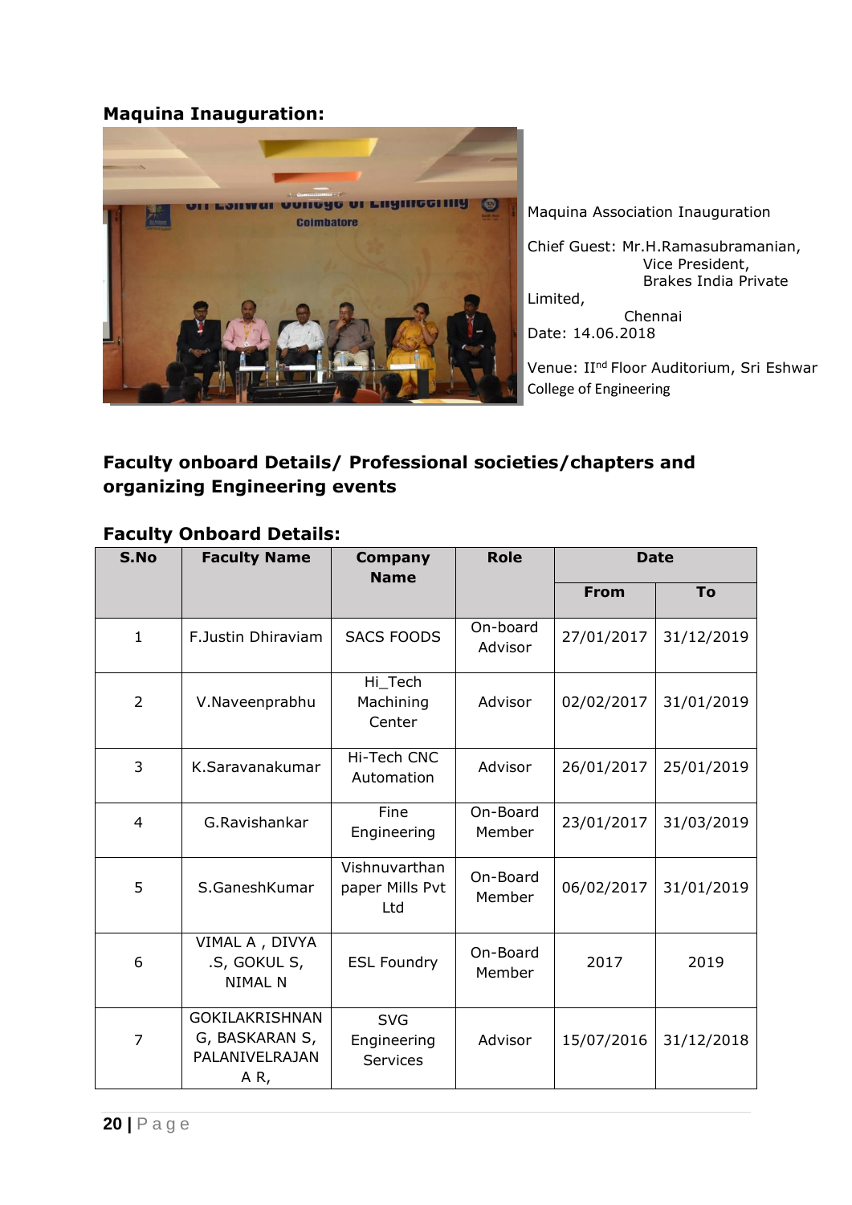**Maquina Inauguration:**

Maquina Association Inauguration

Chief Guest: Mr.H.Ramasubramanian,
Vice President,
Brakes India Private Limited,
Chennai

Date: 14.06.2018

Venue: II$^{nd}$ Floor Auditorium, Sri Eshwar College of Engineering

## Faculty onboard Details/ Professional societies/chapters and organizing Engineering events

### Faculty Onboard Details:

| S.No | Faculty Name | Company Name | Role | Date | |
|---|---|---|---|---|---|
| | | | | From | To |
| 1 | F.Justin Dhiraviam | SACS FOODS | On-board Advisor | 27/01/2017 | 31/12/2019 |
| 2 | V.Naveenprabhu | Hi_Tech Machining Center | Advisor | 02/02/2017 | 31/01/2019 |
| 3 | K.Saravanakumar | Hi-Tech CNC Automation | Advisor | 26/01/2017 | 25/01/2019 |
| 4 | G.Ravishankar | Fine Engineering | On-Board Member | 23/01/2017 | 31/03/2019 |
| 5 | S.GaneshKumar | Vishnuvarthan paper Mills Pvt Ltd | On-Board Member | 06/02/2017 | 31/01/2019 |
| 6 | VIMAL A , DIVYA .S, GOKUL S, NIMAL N | ESL Foundry | On-Board Member | 2017 | 2019 |
| 7 | GOKILAKRISHNAN G, BASKARAN S, PALANIVELRAJAN A R, | SVG Engineering Services | Advisor | 15/07/2016 | 31/12/2018 |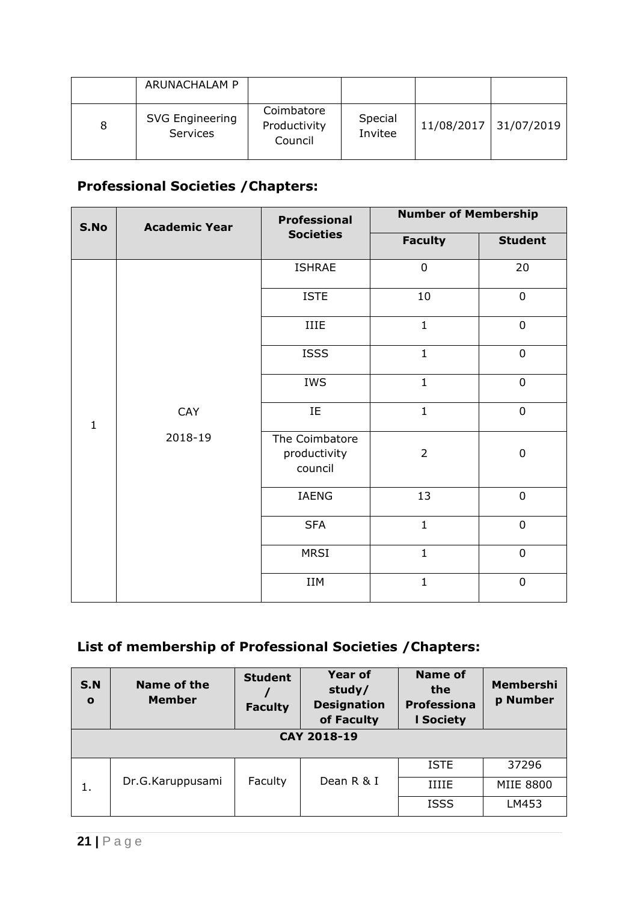|  | ARUNACHALAM P |  |  |  |  |
|---|---|---|---|---|---|
| 8 | SVG Engineering Services | Coimbatore Productivity Council | Special Invitee | 11/08/2017 | 31/07/2019 |

## Professional Societies /Chapters:

| S.No | Academic Year | Professional Societies | Number of Membership | |
|---|---|---|---|---|
| | | | Faculty | Student |
| 1 | CAY 2018-19 | ISHRAE | 0 | 20 |
| | | ISTE | 10 | 0 |
| | | IIIE | 1 | 0 |
| | | ISSS | 1 | 0 |
| | | IWS | 1 | 0 |
| | | IE | 1 | 0 |
| | | The Coimbatore productivity council | 2 | 0 |
| | | IAENG | 13 | 0 |
| | | SFA | 1 | 0 |
| | | MRSI | 1 | 0 |
| | | IIM | 1 | 0 |

## List of membership of Professional Societies /Chapters:

| S.No | Name of the Member | Student / Faculty | Year of study/ Designation of Faculty | Name of the Professional Society | Membership Number |
|---|---|---|---|---|---|
| **CAY 2018-19** | | | | | |
| 1. | Dr.G.Karuppusami | Faculty | Dean R & I | ISTE | 37296 |
| | | | | IIIIE | MIIE 8800 |
| | | | | ISSS | LM453 |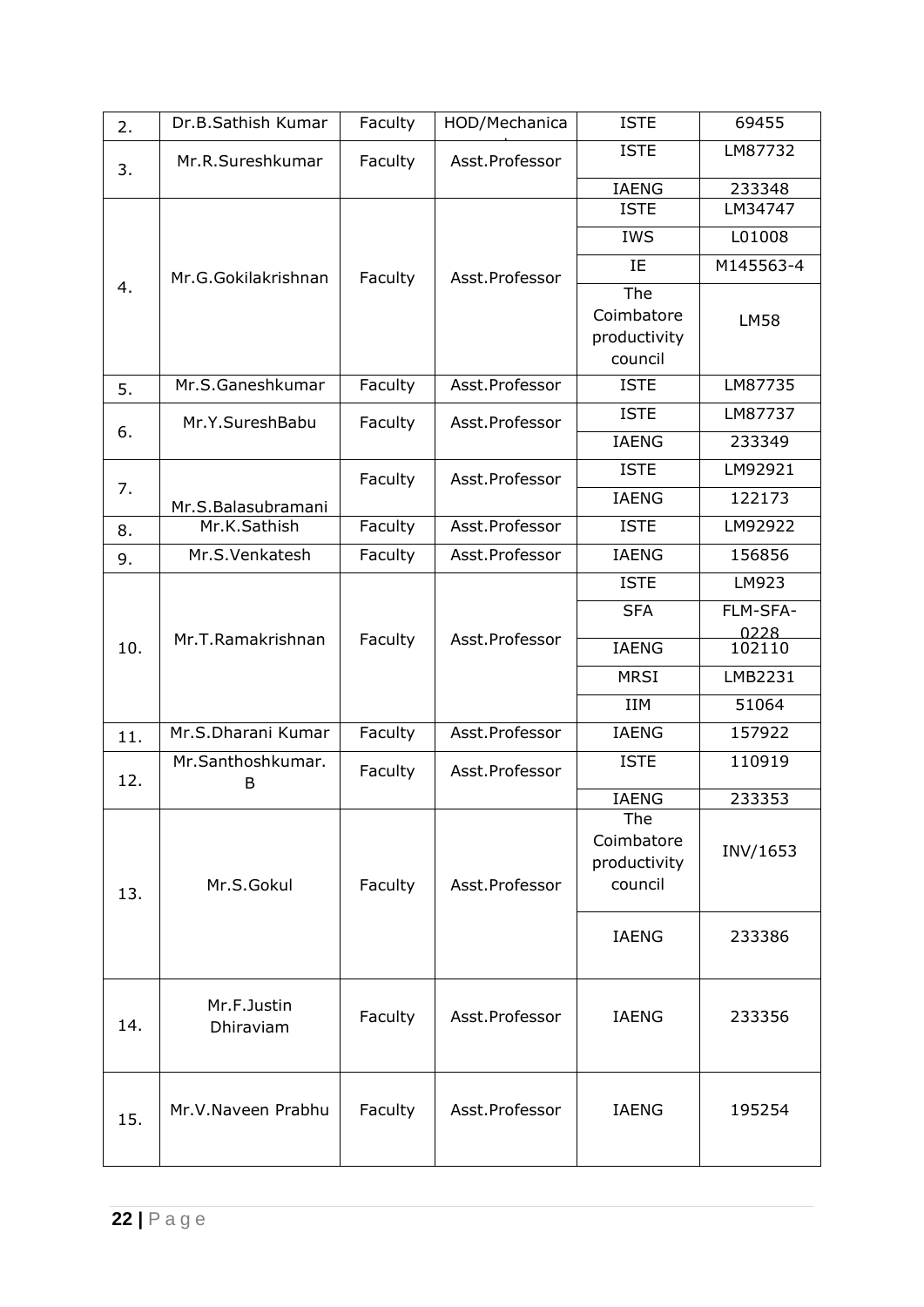| 2. | Dr.B.Sathish Kumar | Faculty | HOD/Mechanical | ISTE | 69455 |
|---|---|---|---|---|---|
| 3. | Mr.R.Sureshkumar | Faculty | Asst.Professor | ISTE | LM87732 |
| | | | | IAENG | 233348 |
| 4. | Mr.G.Gokilakrishnan | Faculty | Asst.Professor | ISTE | LM34747 |
| | | | | IWS | L01008 |
| | | | | IE | M145563-4 |
| | | | | The Coimbatore productivity council | LM58 |
| 5. | Mr.S.Ganeshkumar | Faculty | Asst.Professor | ISTE | LM87735 |
| 6. | Mr.Y.SureshBabu | Faculty | Asst.Professor | ISTE | LM87737 |
| | | | | IAENG | 233349 |
| 7. | Mr.S.Balasubramani | Faculty | Asst.Professor | ISTE | LM92921 |
| | | | | IAENG | 122173 |
| 8. | Mr.K.Sathish | Faculty | Asst.Professor | ISTE | LM92922 |
| 9. | Mr.S.Venkatesh | Faculty | Asst.Professor | IAENG | 156856 |
| 10. | Mr.T.Ramakrishnan | Faculty | Asst.Professor | ISTE | LM923 |
| | | | | SFA | FLM-SFA-0228 |
| | | | | IAENG | 102110 |
| | | | | MRSI | LMB2231 |
| | | | | IIM | 51064 |
| 11. | Mr.S.Dharani Kumar | Faculty | Asst.Professor | IAENG | 157922 |
| 12. | Mr.Santhoshkumar. B | Faculty | Asst.Professor | ISTE | 110919 |
| | | | | IAENG | 233353 |
| 13. | Mr.S.Gokul | Faculty | Asst.Professor | The Coimbatore productivity council | INV/1653 |
| | | | | IAENG | 233386 |
| 14. | Mr.F.Justin Dhiraviam | Faculty | Asst.Professor | IAENG | 233356 |
| 15. | Mr.V.Naveen Prabhu | Faculty | Asst.Professor | IAENG | 195254 |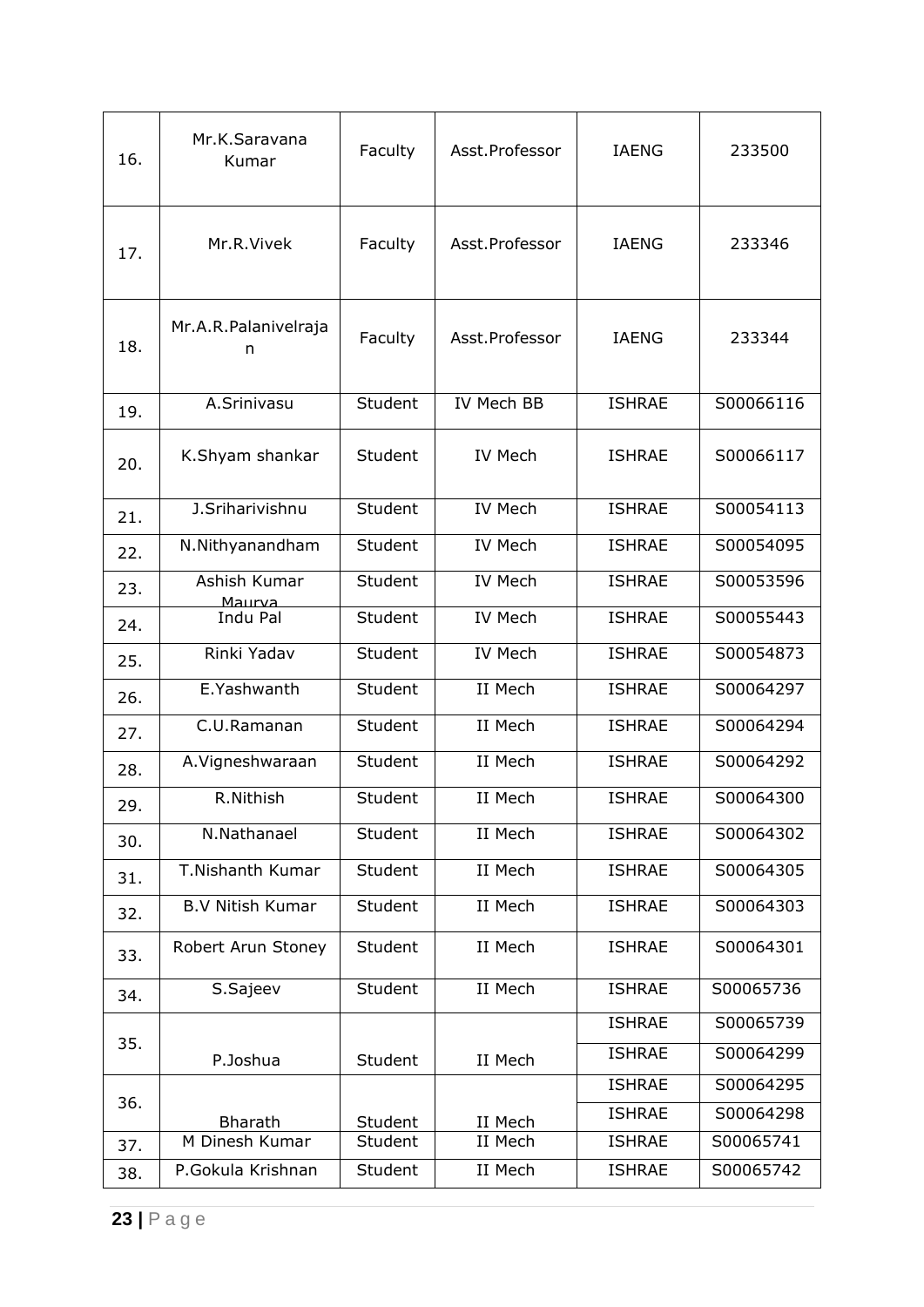| | | | | | |
|---|---|---|---|---|---|
| 16. | Mr.K.Saravana Kumar | Faculty | Asst.Professor | IAENG | 233500 |
| 17. | Mr.R.Vivek | Faculty | Asst.Professor | IAENG | 233346 |
| 18. | Mr.A.R.Palanivelrajan | Faculty | Asst.Professor | IAENG | 233344 |
| 19. | A.Srinivasu | Student | IV Mech BB | ISHRAE | S00066116 |
| 20. | K.Shyam shankar | Student | IV Mech | ISHRAE | S00066117 |
| 21. | J.Sriharivishnu | Student | IV Mech | ISHRAE | S00054113 |
| 22. | N.Nithyanandham | Student | IV Mech | ISHRAE | S00054095 |
| 23. | Ashish Kumar Maurya | Student | IV Mech | ISHRAE | S00053596 |
| 24. | Indu Pal | Student | IV Mech | ISHRAE | S00055443 |
| 25. | Rinki Yadav | Student | IV Mech | ISHRAE | S00054873 |
| 26. | E.Yashwanth | Student | II Mech | ISHRAE | S00064297 |
| 27. | C.U.Ramanan | Student | II Mech | ISHRAE | S00064294 |
| 28. | A.Vigneshwaraan | Student | II Mech | ISHRAE | S00064292 |
| 29. | R.Nithish | Student | II Mech | ISHRAE | S00064300 |
| 30. | N.Nathanael | Student | II Mech | ISHRAE | S00064302 |
| 31. | T.Nishanth Kumar | Student | II Mech | ISHRAE | S00064305 |
| 32. | B.V Nitish Kumar | Student | II Mech | ISHRAE | S00064303 |
| 33. | Robert Arun Stoney | Student | II Mech | ISHRAE | S00064301 |
| 34. | S.Sajeev | Student | II Mech | ISHRAE | S00065736 |
| 35. | P.Joshua | Student | II Mech | ISHRAE | S00065739 |
| | | | | ISHRAE | S00064299 |
| 36. | Bharath | Student | II Mech | ISHRAE | S00064295 |
| | | | | ISHRAE | S00064298 |
| 37. | M Dinesh Kumar | Student | II Mech | ISHRAE | S00065741 |
| 38. | P.Gokula Krishnan | Student | II Mech | ISHRAE | S00065742 |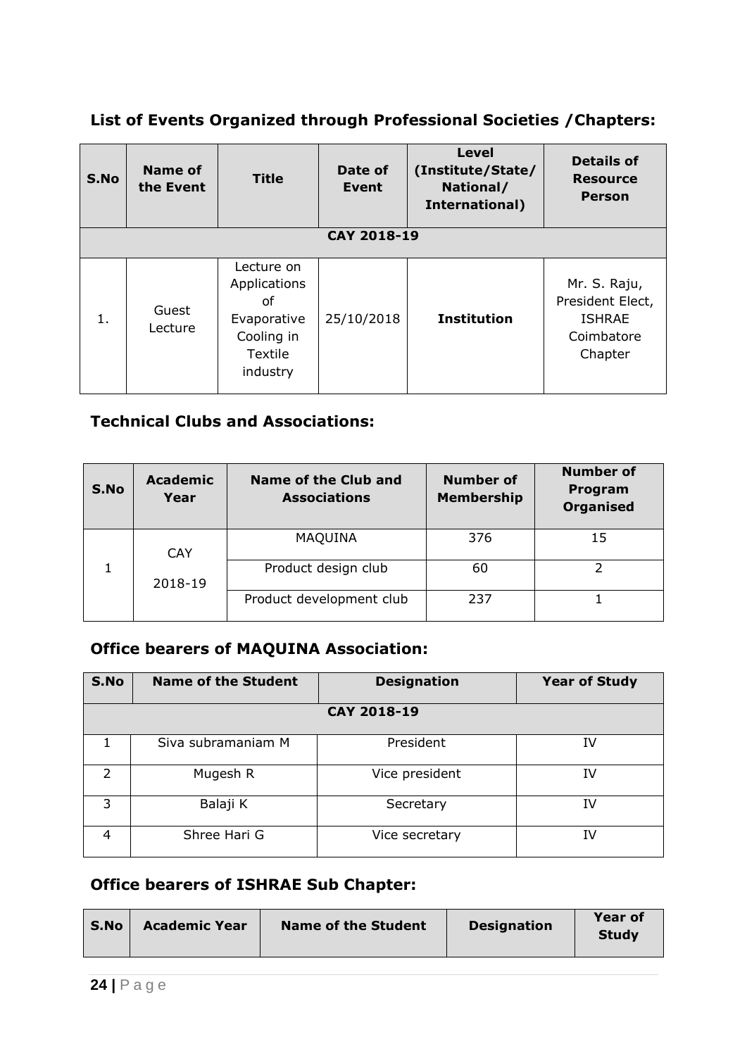## List of Events Organized through Professional Societies /Chapters:

| S.No | Name of the Event | Title | Date of Event | Level (Institute/State/ National/ International) | Details of Resource Person |
|---|---|---|---|---|---|
| **CAY 2018-19** | | | | | |
| 1. | Guest Lecture | Lecture on Applications of Evaporative Cooling in Textile industry | 25/10/2018 | **Institution** | Mr. S. Raju, President Elect, ISHRAE Coimbatore Chapter |

## Technical Clubs and Associations:

| S.No | Academic Year | Name of the Club and Associations | Number of Membership | Number of Program Organised |
|---|---|---|---|---|
| 1 | CAY 2018-19 | MAQUINA | 376 | 15 |
| | | Product design club | 60 | 2 |
| | | Product development club | 237 | 1 |

## Office bearers of MAQUINA Association:

| S.No | Name of the Student | Designation | Year of Study |
|---|---|---|---|
| **CAY 2018-19** | | | |
| 1 | Siva subramaniam M | President | IV |
| 2 | Mugesh R | Vice president | IV |
| 3 | Balaji K | Secretary | IV |
| 4 | Shree Hari G | Vice secretary | IV |

## Office bearers of ISHRAE Sub Chapter:

| S.No | Academic Year | Name of the Student | Designation | Year of Study |
|---|---|---|---|---|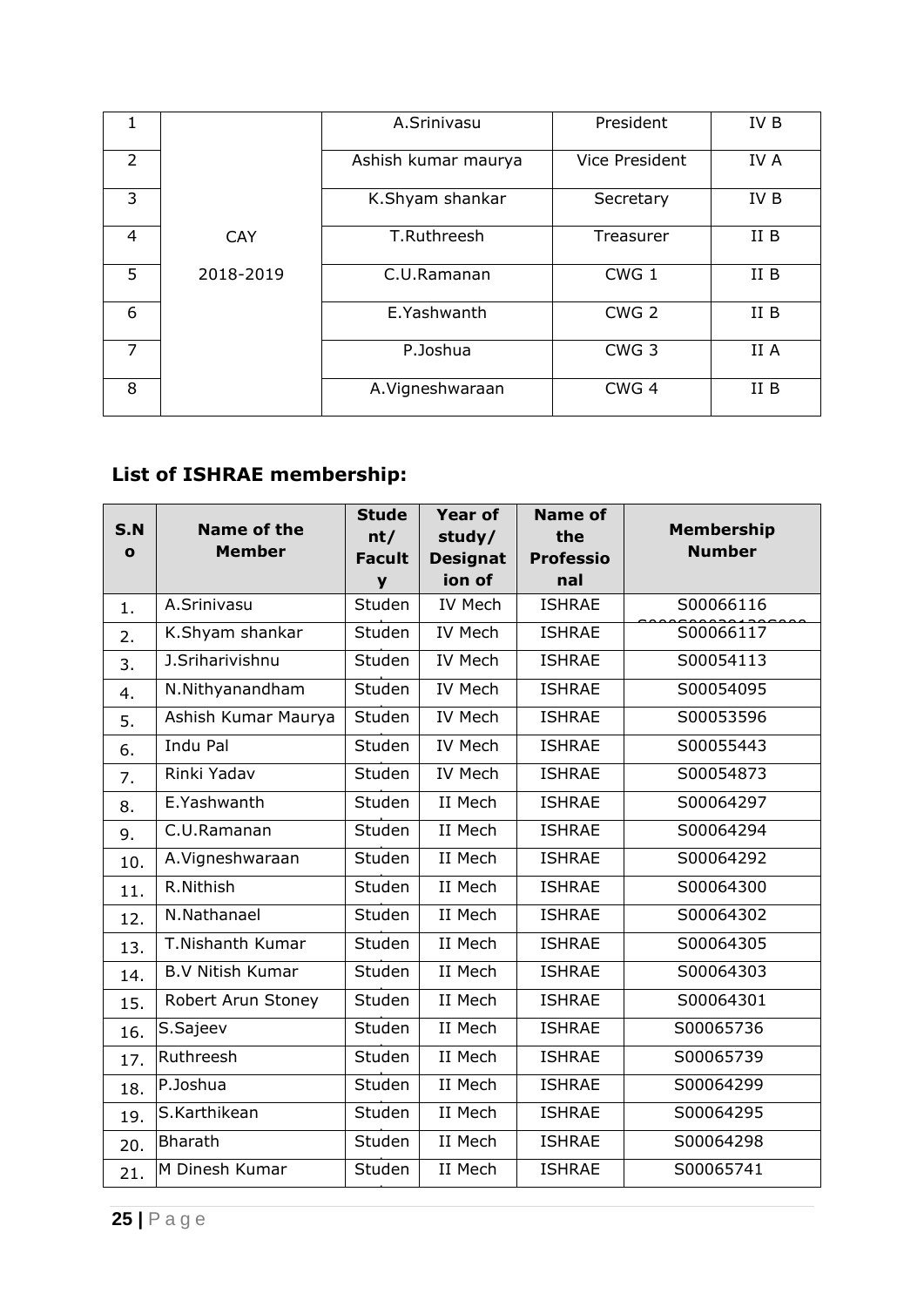| 1 | | A.Srinivasu | President | IV B |
|---|---|---|---|---|
| 2 | | Ashish kumar maurya | Vice President | IV A |
| 3 | | K.Shyam shankar | Secretary | IV B |
| 4 | CAY | T.Ruthreesh | Treasurer | II B |
| 5 | 2018-2019 | C.U.Ramanan | CWG 1 | II B |
| 6 | | E.Yashwanth | CWG 2 | II B |
| 7 | | P.Joshua | CWG 3 | II A |
| 8 | | A.Vigneshwaraan | CWG 4 | II B |

### List of ISHRAE membership:

| S.No | Name of the Member | Student/ Faculty | Year of study/ Designation of | Name of the Professional | Membership Number |
|---|---|---|---|---|---|
| 1. | A.Srinivasu | Student | IV Mech | ISHRAE | S00066116 |
| 2. | K.Shyam shankar | Student | IV Mech | ISHRAE | S00066117 |
| 3. | J.Sriharivishnu | Student | IV Mech | ISHRAE | S00054113 |
| 4. | N.Nithyanandham | Student | IV Mech | ISHRAE | S00054095 |
| 5. | Ashish Kumar Maurya | Student | IV Mech | ISHRAE | S00053596 |
| 6. | Indu Pal | Student | IV Mech | ISHRAE | S00055443 |
| 7. | Rinki Yadav | Student | IV Mech | ISHRAE | S00054873 |
| 8. | E.Yashwanth | Student | II Mech | ISHRAE | S00064297 |
| 9. | C.U.Ramanan | Student | II Mech | ISHRAE | S00064294 |
| 10. | A.Vigneshwaraan | Student | II Mech | ISHRAE | S00064292 |
| 11. | R.Nithish | Student | II Mech | ISHRAE | S00064300 |
| 12. | N.Nathanael | Student | II Mech | ISHRAE | S00064302 |
| 13. | T.Nishanth Kumar | Student | II Mech | ISHRAE | S00064305 |
| 14. | B.V Nitish Kumar | Student | II Mech | ISHRAE | S00064303 |
| 15. | Robert Arun Stoney | Student | II Mech | ISHRAE | S00064301 |
| 16. | S.Sajeev | Student | II Mech | ISHRAE | S00065736 |
| 17. | Ruthreesh | Student | II Mech | ISHRAE | S00065739 |
| 18. | P.Joshua | Student | II Mech | ISHRAE | S00064299 |
| 19. | S.Karthikean | Student | II Mech | ISHRAE | S00064295 |
| 20. | Bharath | Student | II Mech | ISHRAE | S00064298 |
| 21. | M Dinesh Kumar | Student | II Mech | ISHRAE | S00065741 |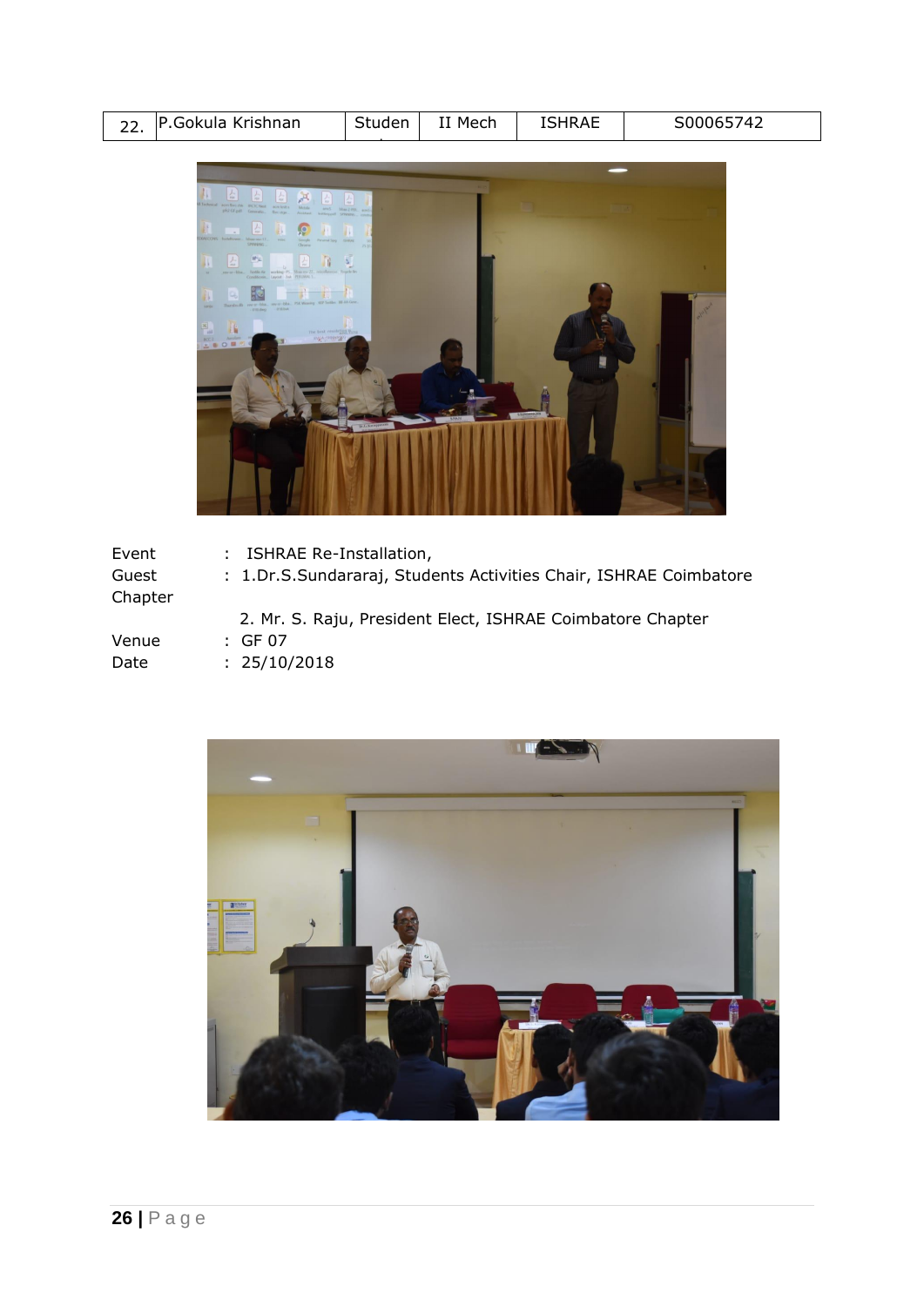| 22. | P.Gokula Krishnan | Studen | II Mech | ISHRAE | S00065742 |
|---|---|---|---|---|---|

Event : ISHRAE Re-Installation,

Guest : 1.Dr.S.Sundararaj, Students Activities Chair, ISHRAE Coimbatore Chapter

2. Mr. S. Raju, President Elect, ISHRAE Coimbatore Chapter

Venue : GF 07

Date : 25/10/2018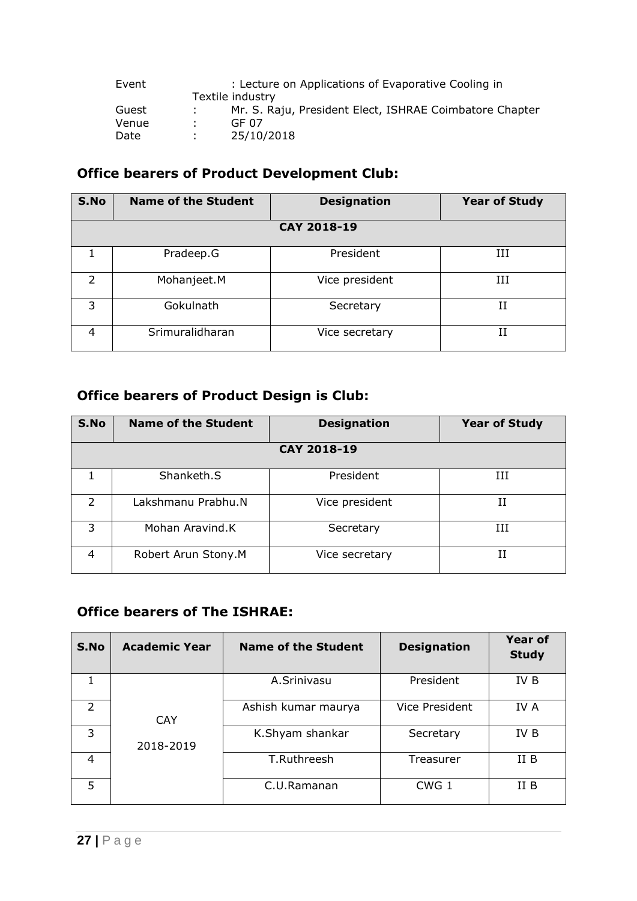Event : Lecture on Applications of Evaporative Cooling in Textile industry
Guest : Mr. S. Raju, President Elect, ISHRAE Coimbatore Chapter
Venue : GF 07
Date : 25/10/2018

### Office bearers of Product Development Club:

| S.No | Name of the Student | Designation | Year of Study |
|---|---|---|---|
| CAY 2018-19 | | | |
| 1 | Pradeep.G | President | III |
| 2 | Mohanjeet.M | Vice president | III |
| 3 | Gokulnath | Secretary | II |
| 4 | Srimuralidharan | Vice secretary | II |

### Office bearers of Product Design is Club:

| S.No | Name of the Student | Designation | Year of Study |
|---|---|---|---|
| CAY 2018-19 | | | |
| 1 | Shanketh.S | President | III |
| 2 | Lakshmanu Prabhu.N | Vice president | II |
| 3 | Mohan Aravind.K | Secretary | III |
| 4 | Robert Arun Stony.M | Vice secretary | II |

### Office bearers of The ISHRAE:

| S.No | Academic Year | Name of the Student | Designation | Year of Study |
|---|---|---|---|---|
| 1 | CAY 2018-2019 | A.Srinivasu | President | IV B |
| 2 | | Ashish kumar maurya | Vice President | IV A |
| 3 | | K.Shyam shankar | Secretary | IV B |
| 4 | | T.Ruthreesh | Treasurer | II B |
| 5 | | C.U.Ramanan | CWG 1 | II B |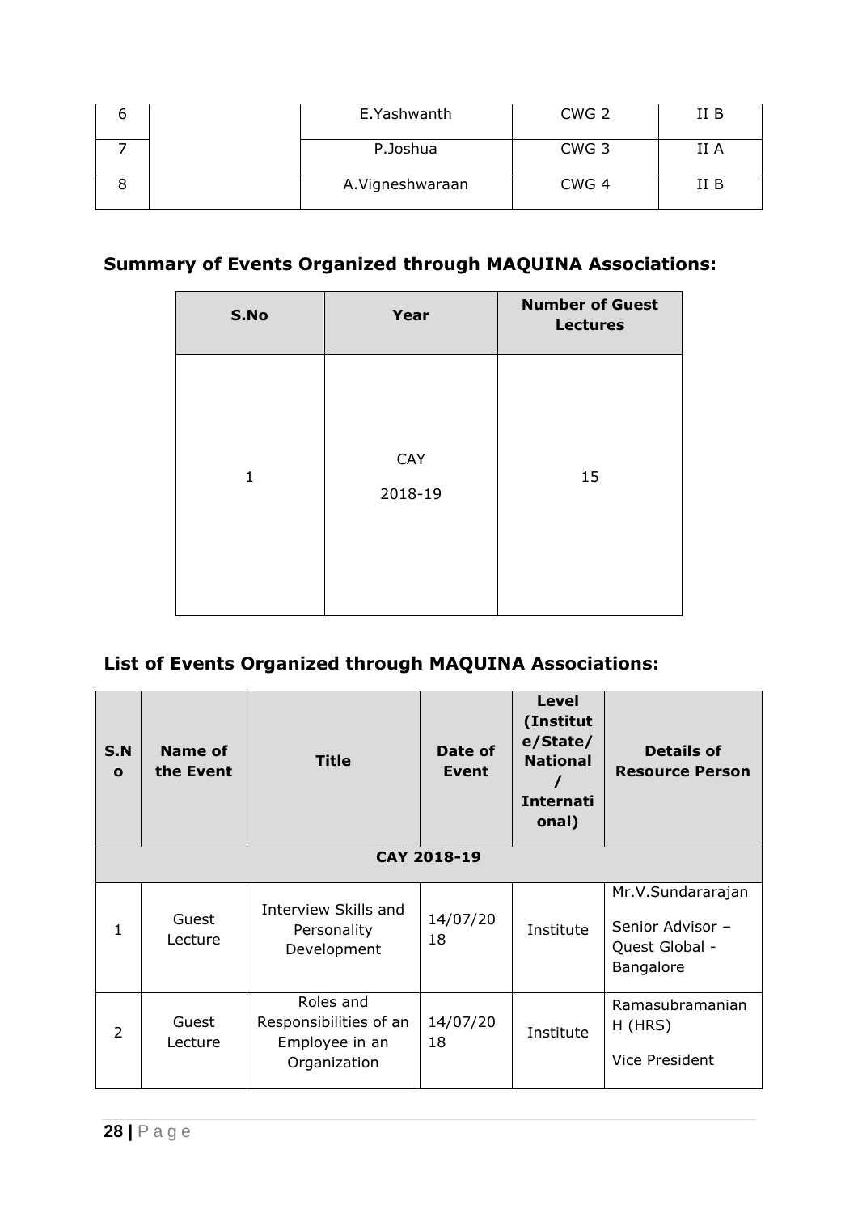| 6 | | E.Yashwanth | CWG 2 | II B |
|---|---|---|---|---|
| 7 | | P.Joshua | CWG 3 | II A |
| 8 | | A.Vigneshwaraan | CWG 4 | II B |

## Summary of Events Organized through MAQUINA Associations:

| S.No | Year | Number of Guest Lectures |
|---|---|---|
| 1 | CAY 2018-19 | 15 |

## List of Events Organized through MAQUINA Associations:

| S.No | Name of the Event | Title | Date of Event | Level (Institute/State/ National / International) | Details of Resource Person |
|---|---|---|---|---|---|
| **CAY 2018-19** | | | | | |
| 1 | Guest Lecture | Interview Skills and Personality Development | 14/07/2018 | Institute | Mr.V.Sundararajan Senior Advisor – Quest Global - Bangalore |
| 2 | Guest Lecture | Roles and Responsibilities of an Employee in an Organization | 14/07/2018 | Institute | Ramasubramanian H (HRS) Vice President |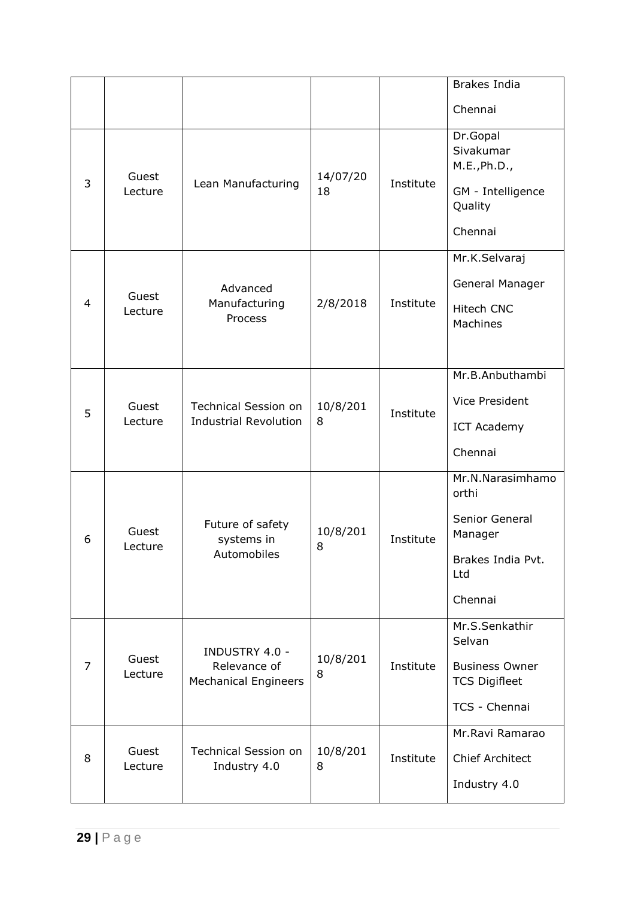| | | | | | |
|---|---|---|---|---|---|
| | | | | | Brakes India<br>Chennai |
| 3 | Guest Lecture | Lean Manufacturing | 14/07/2018 | Institute | Dr.Gopal Sivakumar M.E.,Ph.D.,<br>GM - Intelligence Quality<br>Chennai |
| 4 | Guest Lecture | Advanced Manufacturing Process | 2/8/2018 | Institute | Mr.K.Selvaraj<br>General Manager<br>Hitech CNC Machines |
| 5 | Guest Lecture | Technical Session on Industrial Revolution | 10/8/2018 | Institute | Mr.B.Anbuthambi<br>Vice President<br>ICT Academy<br>Chennai |
| 6 | Guest Lecture | Future of safety systems in Automobiles | 10/8/2018 | Institute | Mr.N.Narasimhamoorthi<br>Senior General Manager<br>Brakes India Pvt. Ltd<br>Chennai |
| 7 | Guest Lecture | INDUSTRY 4.0 - Relevance of Mechanical Engineers | 10/8/2018 | Institute | Mr.S.Senkathir Selvan<br>Business Owner TCS Digifleet<br>TCS - Chennai |
| 8 | Guest Lecture | Technical Session on Industry 4.0 | 10/8/2018 | Institute | Mr.Ravi Ramarao<br>Chief Architect<br>Industry 4.0 |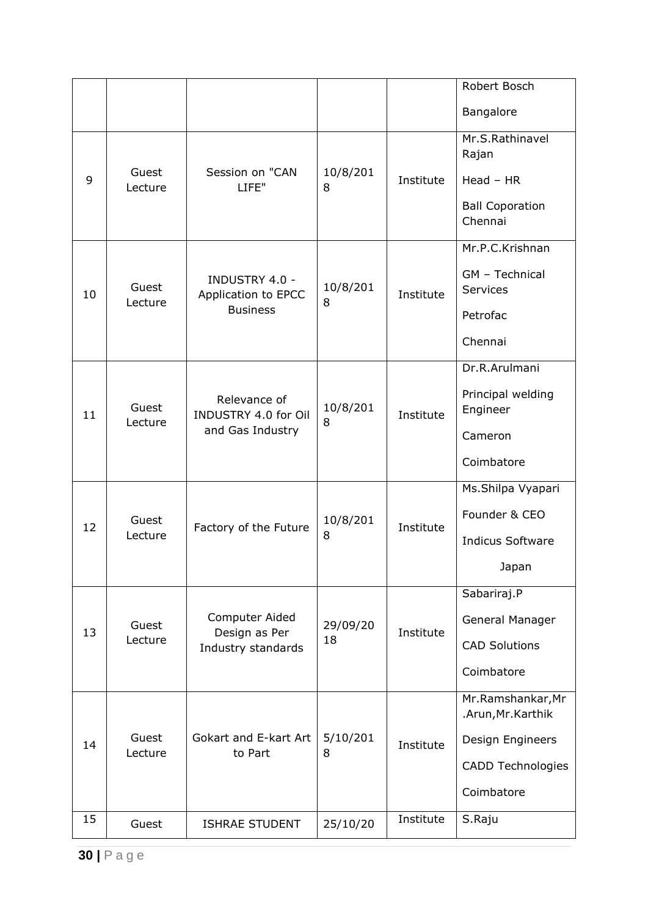| | | | | | |
|---|---|---|---|---|---|
| | | | | | Robert Bosch<br>Bangalore |
| 9 | Guest Lecture | Session on "CAN LIFE" | 10/8/2018 | Institute | Mr.S.Rathinavel Rajan<br>Head – HR<br>Ball Coporation Chennai |
| 10 | Guest Lecture | INDUSTRY 4.0 - Application to EPCC Business | 10/8/2018 | Institute | Mr.P.C.Krishnan<br>GM – Technical Services<br>Petrofac<br>Chennai |
| 11 | Guest Lecture | Relevance of INDUSTRY 4.0 for Oil and Gas Industry | 10/8/2018 | Institute | Dr.R.Arulmani<br>Principal welding Engineer<br>Cameron<br>Coimbatore |
| 12 | Guest Lecture | Factory of the Future | 10/8/2018 | Institute | Ms.Shilpa Vyapari<br>Founder & CEO<br>Indicus Software<br>Japan |
| 13 | Guest Lecture | Computer Aided Design as Per Industry standards | 29/09/2018 | Institute | Sabariraj.P<br>General Manager<br>CAD Solutions<br>Coimbatore |
| 14 | Guest Lecture | Gokart and E-kart Art to Part | 5/10/2018 | Institute | Mr.Ramshankar,Mr.Arun,Mr.Karthik<br>Design Engineers<br>CADD Technologies<br>Coimbatore |
| 15 | Guest | ISHRAE STUDENT | 25/10/20 | Institute | S.Raju |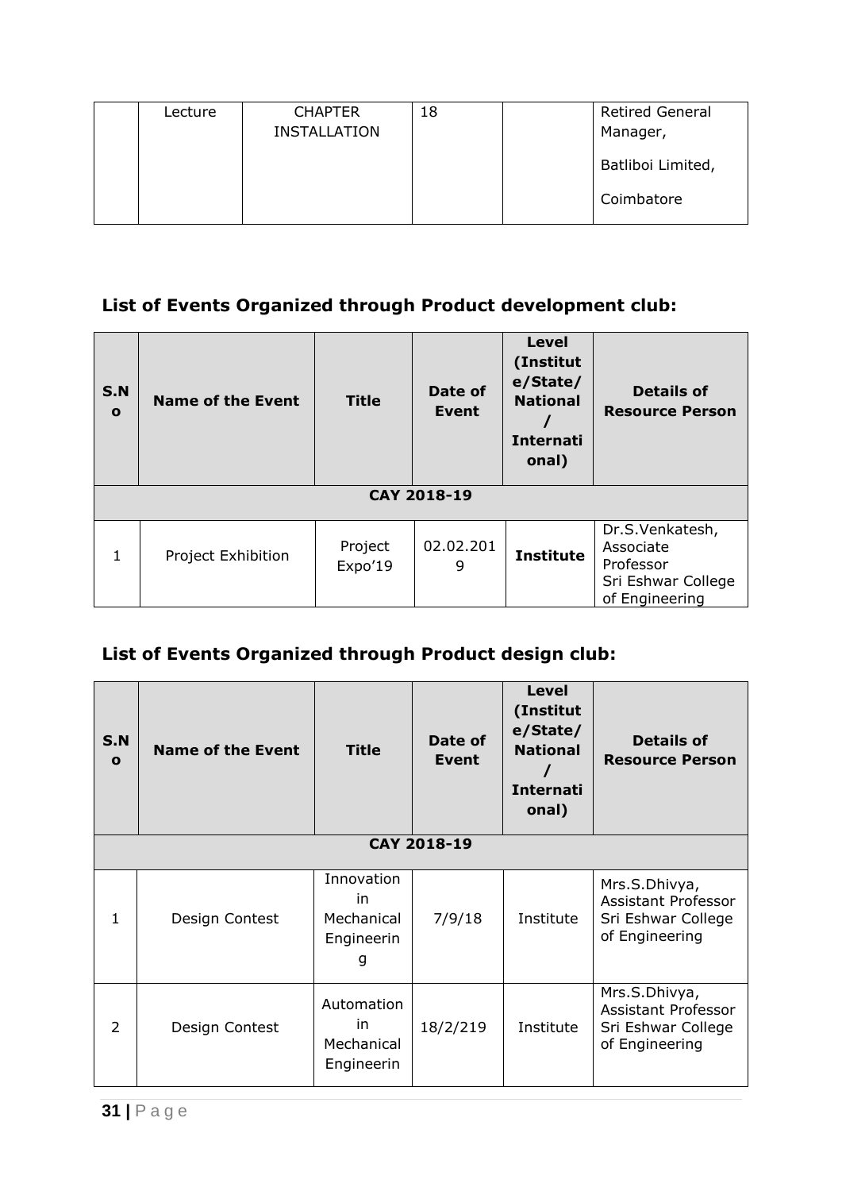|  | Lecture | CHAPTER INSTALLATION | 18 |  | Retired General Manager, Batliboi Limited, Coimbatore |
|---|---|---|---|---|---|

## List of Events Organized through Product development club:

| S.No | Name of the Event | Title | Date of Event | Level (Institute/State/National / International) | Details of Resource Person |
|---|---|---|---|---|---|
| **CAY 2018-19** | | | | | |
| 1 | Project Exhibition | Project Expo'19 | 02.02.2019 | **Institute** | Dr.S.Venkatesh, Associate Professor Sri Eshwar College of Engineering |

## List of Events Organized through Product design club:

| S.No | Name of the Event | Title | Date of Event | Level (Institute/State/National / International) | Details of Resource Person |
|---|---|---|---|---|---|
| **CAY 2018-19** | | | | | |
| 1 | Design Contest | Innovation in Mechanical Engineering | 7/9/18 | Institute | Mrs.S.Dhivya, Assistant Professor Sri Eshwar College of Engineering |
| 2 | Design Contest | Automation in Mechanical Engineerin | 18/2/219 | Institute | Mrs.S.Dhivya, Assistant Professor Sri Eshwar College of Engineering |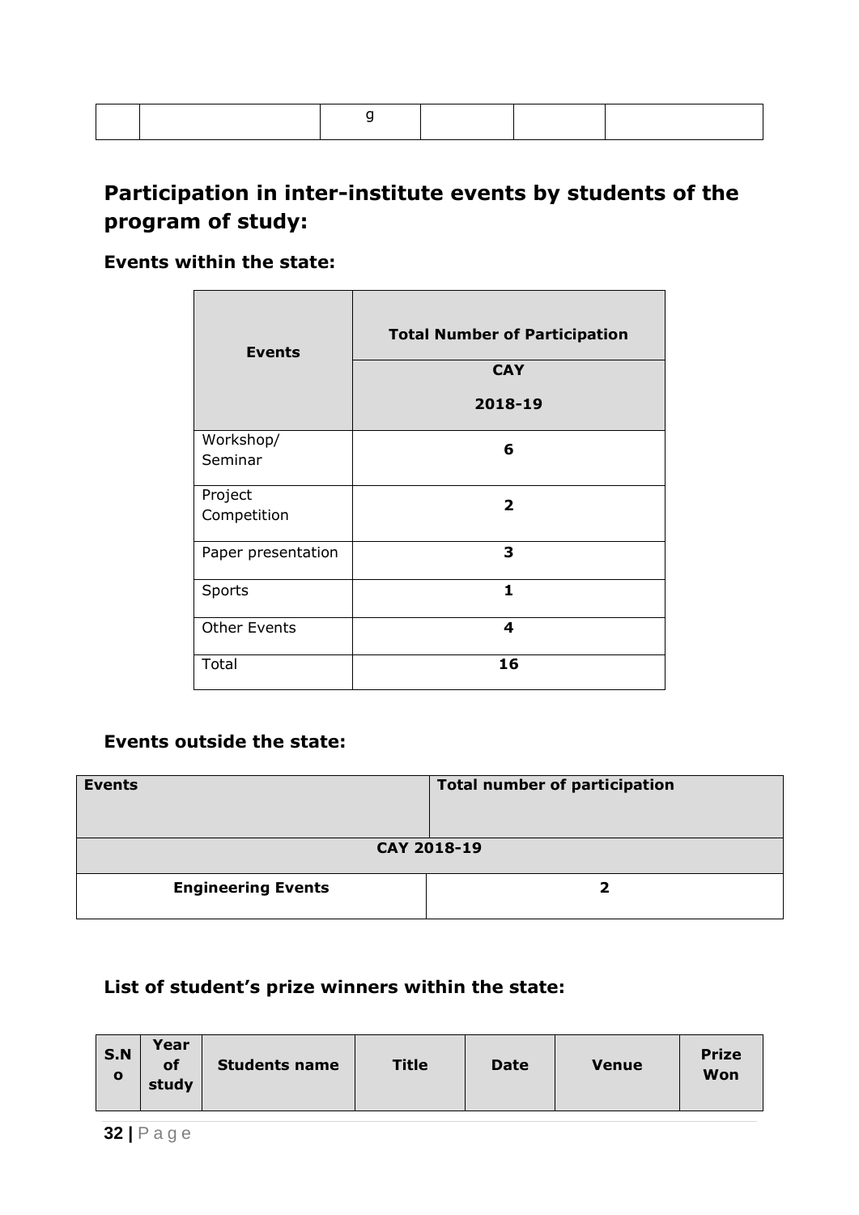| | | g | | | |
|---|---|---|---|---|---|

## Participation in inter-institute events by students of the program of study:

### Events within the state:

| Events | Total Number of Participation |
|---|---|
| | **CAY 2018-19** |
| Workshop/ Seminar | **6** |
| Project Competition | **2** |
| Paper presentation | **3** |
| Sports | **1** |
| Other Events | **4** |
| Total | **16** |

### Events outside the state:

| Events | Total number of participation |
|---|---|
| **CAY 2018-19** | |
| **Engineering Events** | **2** |

### List of student's prize winners within the state:

| S.No | Year of study | Students name | Title | Date | Venue | Prize Won |
|---|---|---|---|---|---|---|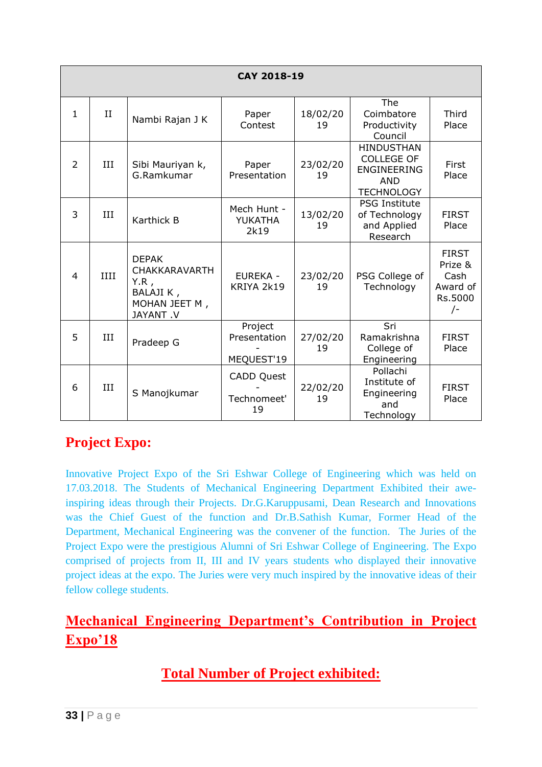| CAY 2018-19 | | | | | | |
|---|---|---|---|---|---|---|
| 1 | II | Nambi Rajan J K | Paper Contest | 18/02/2019 | The Coimbatore Productivity Council | Third Place |
| 2 | III | Sibi Mauriyan k, G.Ramkumar | Paper Presentation | 23/02/2019 | HINDUSTHAN COLLEGE OF ENGINEERING AND TECHNOLOGY | First Place |
| 3 | III | Karthick B | Mech Hunt - YUKATHA 2k19 | 13/02/2019 | PSG Institute of Technology and Applied Research | FIRST Place |
| 4 | IIII | DEPAK CHAKKARAVARTHY.R , BALAJI K , MOHAN JEET M , JAYANT .V | EUREKA - KRIYA 2k19 | 23/02/2019 | PSG College of Technology | FIRST Prize & Cash Award of Rs.5000 /- |
| 5 | III | Pradeep G | Project Presentation - MEQUEST'19 | 27/02/2019 | Sri Ramakrishna College of Engineering | FIRST Place |
| 6 | III | S Manojkumar | CADD Quest - Technomeet' 19 | 22/02/2019 | Pollachi Institute of Engineering and Technology | FIRST Place |

## Project Expo:

Innovative Project Expo of the Sri Eshwar College of Engineering which was held on 17.03.2018. The Students of Mechanical Engineering Department Exhibited their awe-inspiring ideas through their Projects. Dr.G.Karuppusami, Dean Research and Innovations was the Chief Guest of the function and Dr.B.Sathish Kumar, Former Head of the Department, Mechanical Engineering was the convener of the function. The Juries of the Project Expo were the prestigious Alumni of Sri Eshwar College of Engineering. The Expo comprised of projects from II, III and IV years students who displayed their innovative project ideas at the expo. The Juries were very much inspired by the innovative ideas of their fellow college students.

## Mechanical Engineering Department's Contribution in Project Expo'18

### Total Number of Project exhibited: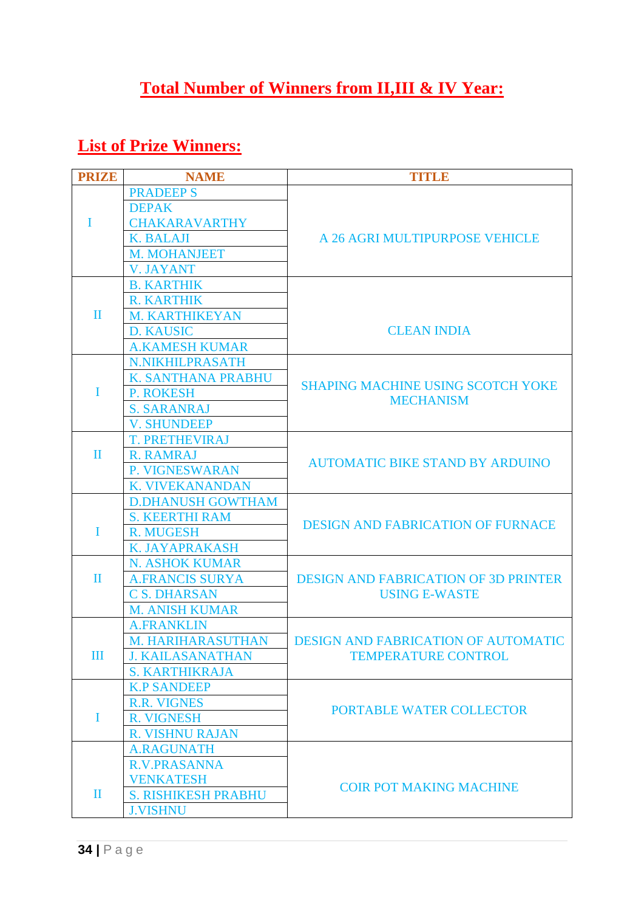## Total Number of Winners from II,III & IV Year:

## List of Prize Winners:

| PRIZE | NAME | TITLE |
|---|---|---|
| I | PRADEEP S | A 26 AGRI MULTIPURPOSE VEHICLE |
| | DEPAK CHAKARAVARTHY | |
| | K. BALAJI | |
| | M. MOHANJEET | |
| | V. JAYANT | |
| II | B. KARTHIK | CLEAN INDIA |
| | R. KARTHIK | |
| | M. KARTHIKEYAN | |
| | D. KAUSIC | |
| | A.KAMESH KUMAR | |
| I | N.NIKHILPRASATH | SHAPING MACHINE USING SCOTCH YOKE MECHANISM |
| | K. SANTHANA PRABHU | |
| | P. ROKESH | |
| | S. SARANRAJ | |
| | V. SHUNDEEP | |
| II | T. PRETHEVIRAJ | AUTOMATIC BIKE STAND BY ARDUINO |
| | R. RAMRAJ | |
| | P. VIGNESWARAN | |
| | K. VIVEKANANDAN | |
| I | D.DHANUSH GOWTHAM | DESIGN AND FABRICATION OF FURNACE |
| | S. KEERTHI RAM | |
| | R. MUGESH | |
| | K. JAYAPRAKASH | |
| II | N. ASHOK KUMAR | DESIGN AND FABRICATION OF 3D PRINTER USING E-WASTE |
| | A.FRANCIS SURYA | |
| | C S. DHARSAN | |
| | M. ANISH KUMAR | |
| III | A.FRANKLIN | DESIGN AND FABRICATION OF AUTOMATIC TEMPERATURE CONTROL |
| | M. HARIHARASUTHAN | |
| | J. KAILASANATHAN | |
| | S. KARTHIKRAJA | |
| I | K.P SANDEEP | PORTABLE WATER COLLECTOR |
| | R.R. VIGNES | |
| | R. VIGNESH | |
| | R. VISHNU RAJAN | |
| II | A.RAGUNATH | COIR POT MAKING MACHINE |
| | R.V.PRASANNA VENKATESH | |
| | S. RISHIKESH PRABHU | |
| | J.VISHNU | |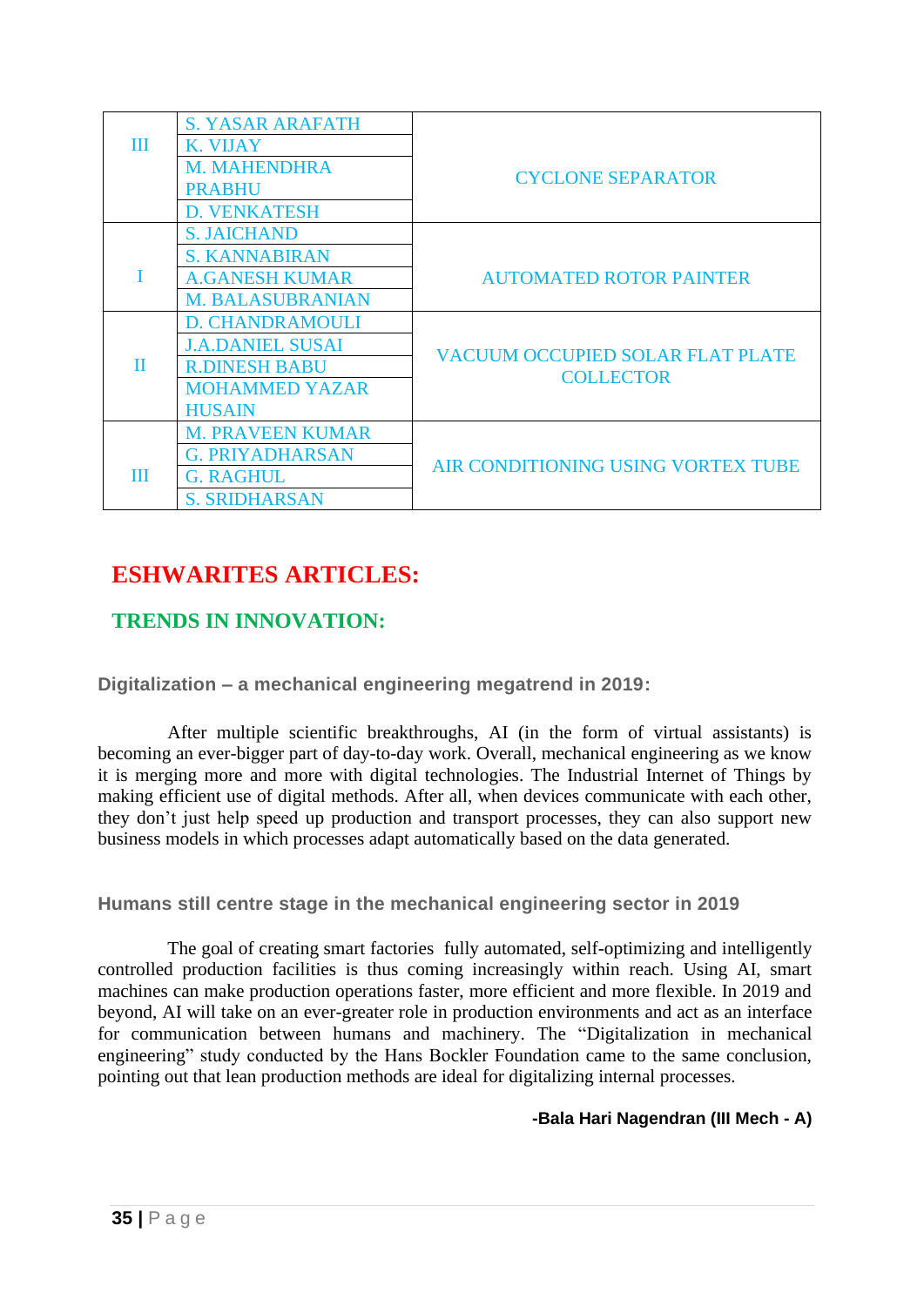| | | |
|---|---|---|
| III | S. YASAR ARAFATH<br>K. VIJAY<br>M. MAHENDHRA PRABHU<br>D. VENKATESH | CYCLONE SEPARATOR |
| I | S. JAICHAND<br>S. KANNABIRAN<br>A.GANESH KUMAR<br>M. BALASUBRANIAN | AUTOMATED ROTOR PAINTER |
| II | D. CHANDRAMOULI<br>J.A.DANIEL SUSAI<br>R.DINESH BABU<br>MOHAMMED YAZAR HUSAIN | VACUUM OCCUPIED SOLAR FLAT PLATE COLLECTOR |
| III | M. PRAVEEN KUMAR<br>G. PRIYADHARSAN<br>G. RAGHUL<br>S. SRIDHARSAN | AIR CONDITIONING USING VORTEX TUBE |

# ESHWARITES ARTICLES:

## TRENDS IN INNOVATION:

### Digitalization – a mechanical engineering megatrend in 2019:

After multiple scientific breakthroughs, AI (in the form of virtual assistants) is becoming an ever-bigger part of day-to-day work. Overall, mechanical engineering as we know it is merging more and more with digital technologies. The Industrial Internet of Things by making efficient use of digital methods. After all, when devices communicate with each other, they don't just help speed up production and transport processes, they can also support new business models in which processes adapt automatically based on the data generated.

### Humans still centre stage in the mechanical engineering sector in 2019

The goal of creating smart factories fully automated, self-optimizing and intelligently controlled production facilities is thus coming increasingly within reach. Using AI, smart machines can make production operations faster, more efficient and more flexible. In 2019 and beyond, AI will take on an ever-greater role in production environments and act as an interface for communication between humans and machinery. The "Digitalization in mechanical engineering" study conducted by the Hans Bockler Foundation came to the same conclusion, pointing out that lean production methods are ideal for digitalizing internal processes.

**-Bala Hari Nagendran (III Mech - A)**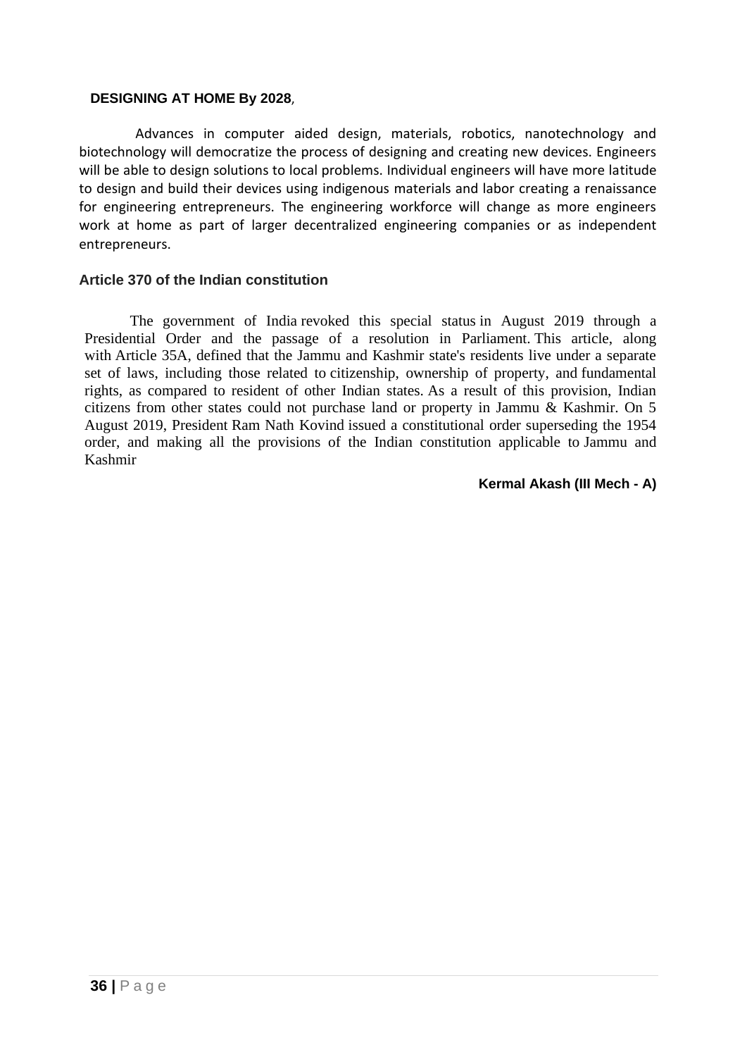**DESIGNING AT HOME By 2028**,

Advances in computer aided design, materials, robotics, nanotechnology and biotechnology will democratize the process of designing and creating new devices. Engineers will be able to design solutions to local problems. Individual engineers will have more latitude to design and build their devices using indigenous materials and labor creating a renaissance for engineering entrepreneurs. The engineering workforce will change as more engineers work at home as part of larger decentralized engineering companies or as independent entrepreneurs.

**Article 370 of the Indian constitution**

The government of India revoked this special status in August 2019 through a Presidential Order and the passage of a resolution in Parliament. This article, along with Article 35A, defined that the Jammu and Kashmir state's residents live under a separate set of laws, including those related to citizenship, ownership of property, and fundamental rights, as compared to resident of other Indian states. As a result of this provision, Indian citizens from other states could not purchase land or property in Jammu & Kashmir. On 5 August 2019, President Ram Nath Kovind issued a constitutional order superseding the 1954 order, and making all the provisions of the Indian constitution applicable to Jammu and Kashmir

**Kermal Akash (III Mech - A)**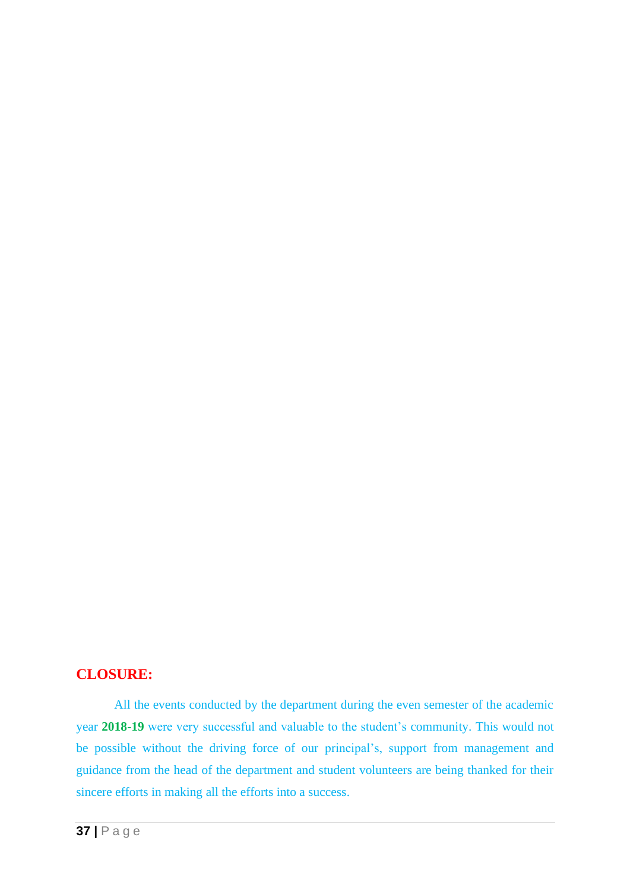## CLOSURE:

All the events conducted by the department during the even semester of the academic year **2018-19** were very successful and valuable to the student's community. This would not be possible without the driving force of our principal's, support from management and guidance from the head of the department and student volunteers are being thanked for their sincere efforts in making all the efforts into a success.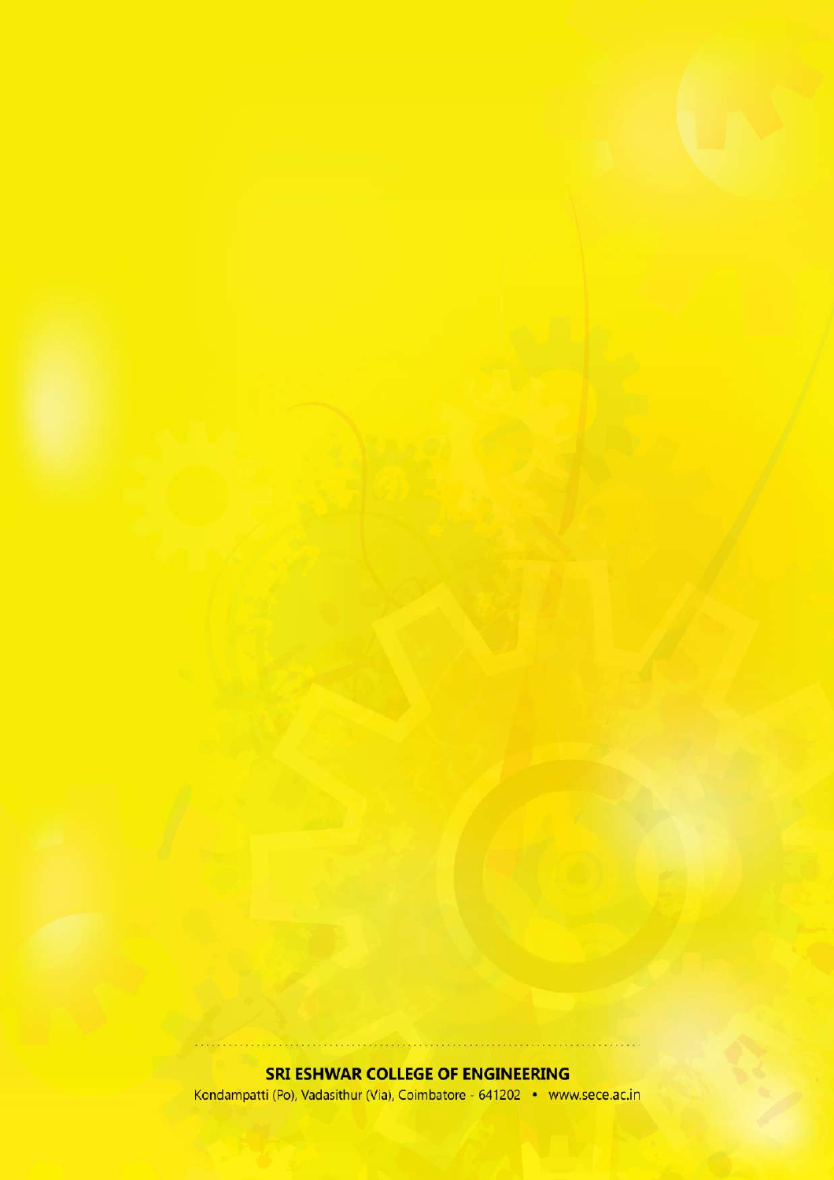**SRI ESHWAR COLLEGE OF ENGINEERING**

Kondampatti (Po), Vadasithur (Via), Coimbatore - 641202 • www.sece.ac.in